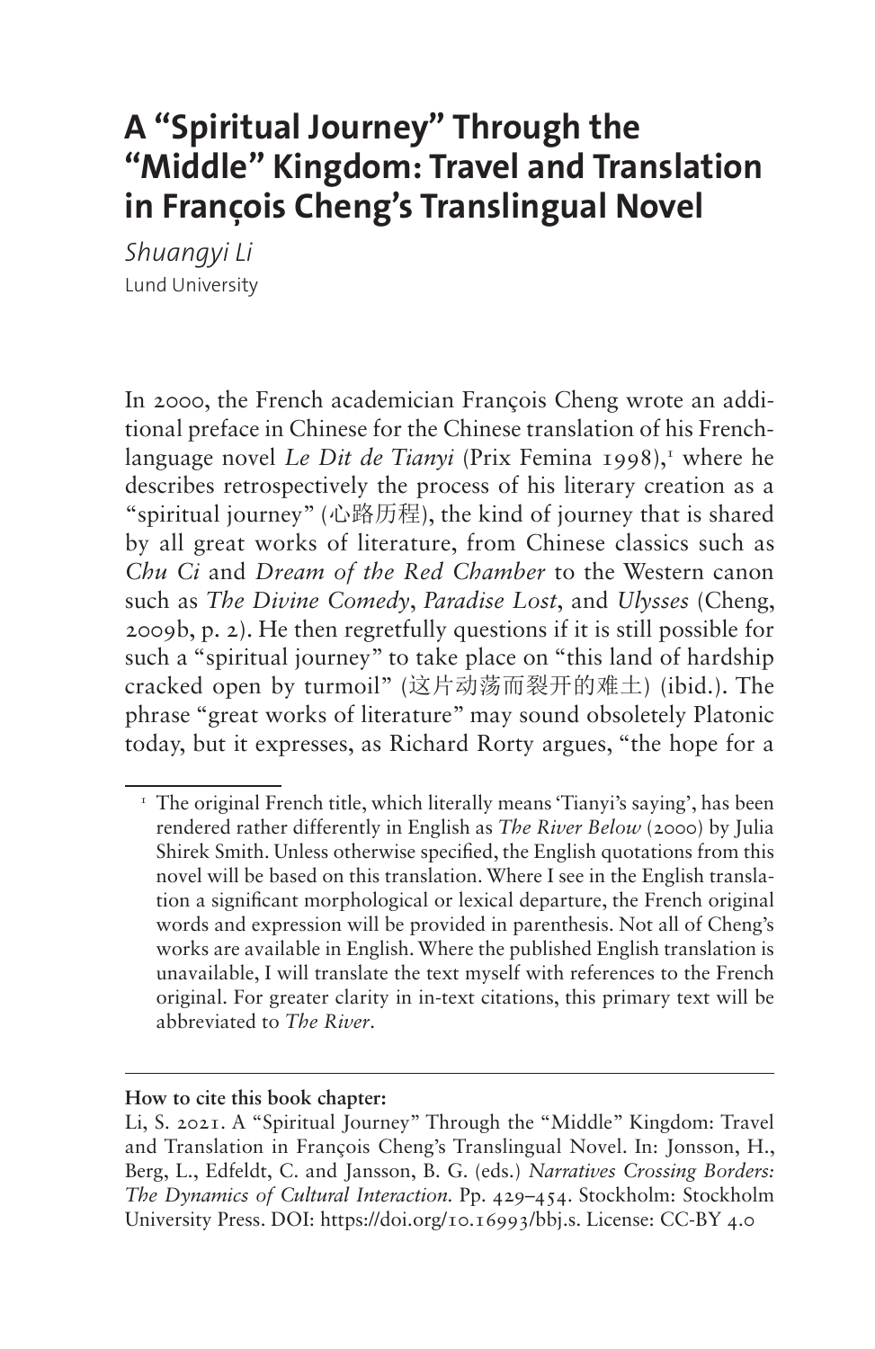# A "Spiritual Journey" Through the "Middle" Kingdom: Travel and Translation in François Cheng's Translingual Novel

*Shuangyi Li*
Lund University

In 2000, the French academician François Cheng wrote an additional preface in Chinese for the Chinese translation of his French-language novel *Le Dit de Tianyi* (Prix Femina 1998),[1] where he describes retrospectively the process of his literary creation as a "spiritual journey" (心路历程), the kind of journey that is shared by all great works of literature, from Chinese classics such as *Chu Ci* and *Dream of the Red Chamber* to the Western canon such as *The Divine Comedy*, *Paradise Lost*, and *Ulysses* (Cheng, 2009b, p. 2). He then regretfully questions if it is still possible for such a "spiritual journey" to take place on "this land of hardship cracked open by turmoil" (这片动荡而裂开的难土) (ibid.). The phrase "great works of literature" may sound obsoletely Platonic today, but it expresses, as Richard Rorty argues, "the hope for a

[1] The original French title, which literally means 'Tianyi's saying', has been rendered rather differently in English as *The River Below* (2000) by Julia Shirek Smith. Unless otherwise specified, the English quotations from this novel will be based on this translation. Where I see in the English translation a significant morphological or lexical departure, the French original words and expression will be provided in parenthesis. Not all of Cheng's works are available in English. Where the published English translation is unavailable, I will translate the text myself with references to the French original. For greater clarity in in-text citations, this primary text will be abbreviated to *The River*.

**How to cite this book chapter:**

Li, S. 2021. A "Spiritual Journey" Through the "Middle" Kingdom: Travel and Translation in François Cheng's Translingual Novel. In: Jonsson, H., Berg, L., Edfeldt, C. and Jansson, B. G. (eds.) *Narratives Crossing Borders: The Dynamics of Cultural Interaction*. Pp. 429–454. Stockholm: Stockholm University Press. DOI: https://doi.org/10.16993/bbj.s. License: CC-BY 4.0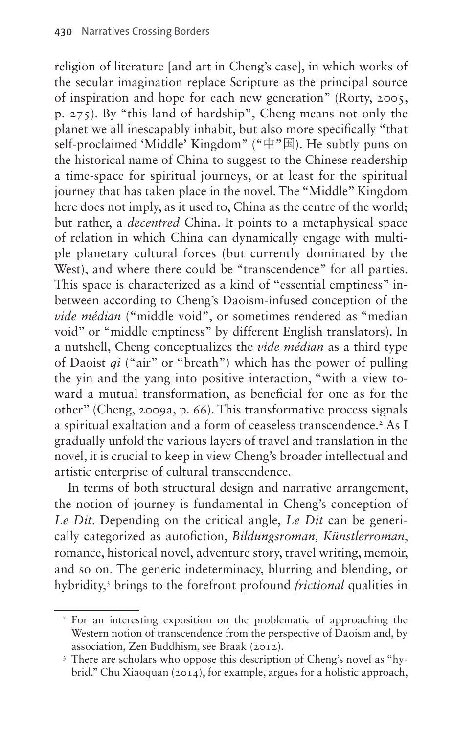religion of literature [and art in Cheng's case], in which works of the secular imagination replace Scripture as the principal source of inspiration and hope for each new generation" (Rorty, 2005, p. 275). By "this land of hardship", Cheng means not only the planet we all inescapably inhabit, but also more specifically "that self-proclaimed 'Middle' Kingdom" ("中"国). He subtly puns on the historical name of China to suggest to the Chinese readership a time-space for spiritual journeys, or at least for the spiritual journey that has taken place in the novel. The "Middle" Kingdom here does not imply, as it used to, China as the centre of the world; but rather, a *decentred* China. It points to a metaphysical space of relation in which China can dynamically engage with multiple planetary cultural forces (but currently dominated by the West), and where there could be "transcendence" for all parties. This space is characterized as a kind of "essential emptiness" in-between according to Cheng's Daoism-infused conception of the *vide médian* ("middle void", or sometimes rendered as "median void" or "middle emptiness" by different English translators). In a nutshell, Cheng conceptualizes the *vide médian* as a third type of Daoist *qi* ("air" or "breath") which has the power of pulling the yin and the yang into positive interaction, "with a view toward a mutual transformation, as beneficial for one as for the other" (Cheng, 2009a, p. 66). This transformative process signals a spiritual exaltation and a form of ceaseless transcendence.[2] As I gradually unfold the various layers of travel and translation in the novel, it is crucial to keep in view Cheng's broader intellectual and artistic enterprise of cultural transcendence.

In terms of both structural design and narrative arrangement, the notion of journey is fundamental in Cheng's conception of *Le Dit*. Depending on the critical angle, *Le Dit* can be generically categorized as autofiction, *Bildungsroman, Künstlerroman*, romance, historical novel, adventure story, travel writing, memoir, and so on. The generic indeterminacy, blurring and blending, or hybridity,[3] brings to the forefront profound *frictional* qualities in

[2] For an interesting exposition on the problematic of approaching the Western notion of transcendence from the perspective of Daoism and, by association, Zen Buddhism, see Braak (2012).

[3] There are scholars who oppose this description of Cheng's novel as "hybrid." Chu Xiaoquan (2014), for example, argues for a holistic approach,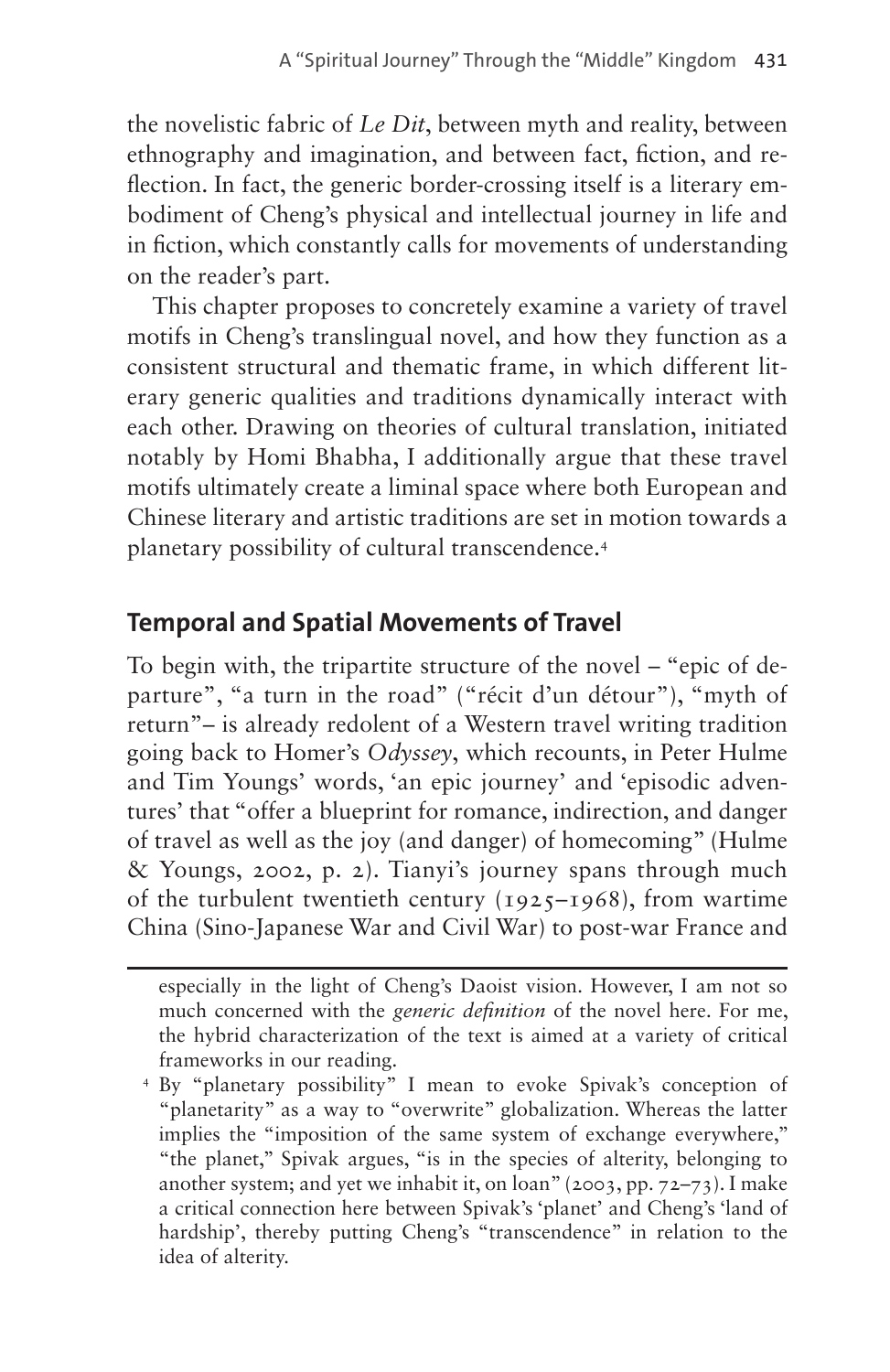the novelistic fabric of *Le Dit*, between myth and reality, between ethnography and imagination, and between fact, fiction, and reflection. In fact, the generic border-crossing itself is a literary embodiment of Cheng's physical and intellectual journey in life and in fiction, which constantly calls for movements of understanding on the reader's part.

This chapter proposes to concretely examine a variety of travel motifs in Cheng's translingual novel, and how they function as a consistent structural and thematic frame, in which different literary generic qualities and traditions dynamically interact with each other. Drawing on theories of cultural translation, initiated notably by Homi Bhabha, I additionally argue that these travel motifs ultimately create a liminal space where both European and Chinese literary and artistic traditions are set in motion towards a planetary possibility of cultural transcendence.[4]

## Temporal and Spatial Movements of Travel

To begin with, the tripartite structure of the novel – "epic of departure", "a turn in the road" ("récit d'un détour"), "myth of return"– is already redolent of a Western travel writing tradition going back to Homer's *Odyssey*, which recounts, in Peter Hulme and Tim Youngs' words, 'an epic journey' and 'episodic adventures' that "offer a blueprint for romance, indirection, and danger of travel as well as the joy (and danger) of homecoming" (Hulme & Youngs, 2002, p. 2). Tianyi's journey spans through much of the turbulent twentieth century (1925–1968), from wartime China (Sino-Japanese War and Civil War) to post-war France and

especially in the light of Cheng's Daoist vision. However, I am not so much concerned with the *generic definition* of the novel here. For me, the hybrid characterization of the text is aimed at a variety of critical frameworks in our reading.

[4] By "planetary possibility" I mean to evoke Spivak's conception of "planetarity" as a way to "overwrite" globalization. Whereas the latter implies the "imposition of the same system of exchange everywhere," "the planet," Spivak argues, "is in the species of alterity, belonging to another system; and yet we inhabit it, on loan" (2003, pp. 72–73). I make a critical connection here between Spivak's 'planet' and Cheng's 'land of hardship', thereby putting Cheng's "transcendence" in relation to the idea of alterity.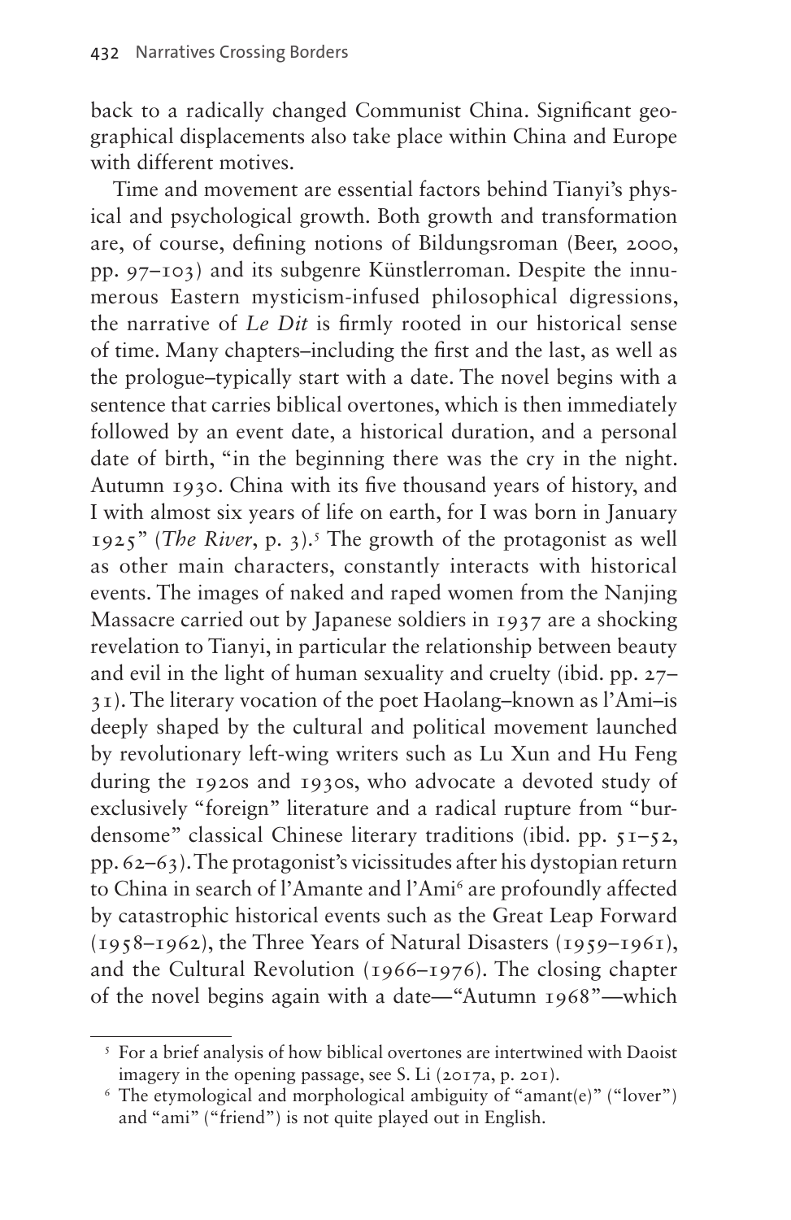back to a radically changed Communist China. Significant geographical displacements also take place within China and Europe with different motives.

Time and movement are essential factors behind Tianyi's physical and psychological growth. Both growth and transformation are, of course, defining notions of Bildungsroman (Beer, 2000, pp. 97–103) and its subgenre Künstlerroman. Despite the innumerous Eastern mysticism-infused philosophical digressions, the narrative of *Le Dit* is firmly rooted in our historical sense of time. Many chapters–including the first and the last, as well as the prologue–typically start with a date. The novel begins with a sentence that carries biblical overtones, which is then immediately followed by an event date, a historical duration, and a personal date of birth, "in the beginning there was the cry in the night. Autumn 1930. China with its five thousand years of history, and I with almost six years of life on earth, for I was born in January 1925" (*The River*, p. 3).[5] The growth of the protagonist as well as other main characters, constantly interacts with historical events. The images of naked and raped women from the Nanjing Massacre carried out by Japanese soldiers in 1937 are a shocking revelation to Tianyi, in particular the relationship between beauty and evil in the light of human sexuality and cruelty (ibid. pp. 27–31). The literary vocation of the poet Haolang–known as l'Ami–is deeply shaped by the cultural and political movement launched by revolutionary left-wing writers such as Lu Xun and Hu Feng during the 1920s and 1930s, who advocate a devoted study of exclusively "foreign" literature and a radical rupture from "burdensome" classical Chinese literary traditions (ibid. pp. 51–52, pp. 62–63). The protagonist's vicissitudes after his dystopian return to China in search of l'Amante and l'Ami[6] are profoundly affected by catastrophic historical events such as the Great Leap Forward (1958–1962), the Three Years of Natural Disasters (1959–1961), and the Cultural Revolution (1966–1976). The closing chapter of the novel begins again with a date—"Autumn 1968"—which

[5] For a brief analysis of how biblical overtones are intertwined with Daoist imagery in the opening passage, see S. Li (2017a, p. 201).

[6] The etymological and morphological ambiguity of "amant(e)" ("lover") and "ami" ("friend") is not quite played out in English.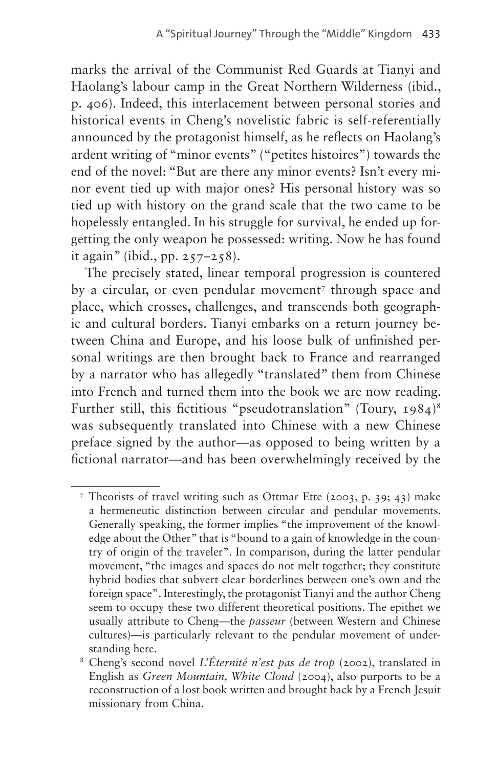marks the arrival of the Communist Red Guards at Tianyi and Haolang's labour camp in the Great Northern Wilderness (ibid., p. 406). Indeed, this interlacement between personal stories and historical events in Cheng's novelistic fabric is self-referentially announced by the protagonist himself, as he reflects on Haolang's ardent writing of "minor events" ("petites histoires") towards the end of the novel: "But are there any minor events? Isn't every minor event tied up with major ones? His personal history was so tied up with history on the grand scale that the two came to be hopelessly entangled. In his struggle for survival, he ended up forgetting the only weapon he possessed: writing. Now he has found it again" (ibid., pp. 257–258).

The precisely stated, linear temporal progression is countered by a circular, or even pendular movement[7] through space and place, which crosses, challenges, and transcends both geographic and cultural borders. Tianyi embarks on a return journey between China and Europe, and his loose bulk of unfinished personal writings are then brought back to France and rearranged by a narrator who has allegedly "translated" them from Chinese into French and turned them into the book we are now reading. Further still, this fictitious "pseudotranslation" (Toury, 1984)[8] was subsequently translated into Chinese with a new Chinese preface signed by the author—as opposed to being written by a fictional narrator—and has been overwhelmingly received by the

---

[7] Theorists of travel writing such as Ottmar Ette (2003, p. 39; 43) make a hermeneutic distinction between circular and pendular movements. Generally speaking, the former implies "the improvement of the knowledge about the Other" that is "bound to a gain of knowledge in the country of origin of the traveler". In comparison, during the latter pendular movement, "the images and spaces do not melt together; they constitute hybrid bodies that subvert clear borderlines between one's own and the foreign space". Interestingly, the protagonist Tianyi and the author Cheng seem to occupy these two different theoretical positions. The epithet we usually attribute to Cheng—the *passeur* (between Western and Chinese cultures)—is particularly relevant to the pendular movement of understanding here.

[8] Cheng's second novel *L'Éternité n'est pas de trop* (2002), translated in English as *Green Mountain, White Cloud* (2004), also purports to be a reconstruction of a lost book written and brought back by a French Jesuit missionary from China.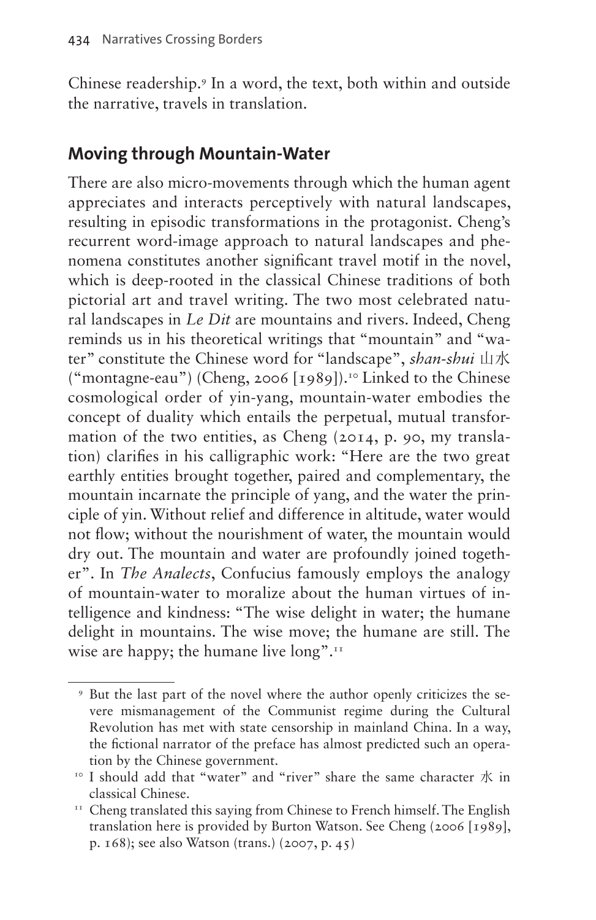Chinese readership.[9] In a word, the text, both within and outside the narrative, travels in translation.

## Moving through Mountain-Water

There are also micro-movements through which the human agent appreciates and interacts perceptively with natural landscapes, resulting in episodic transformations in the protagonist. Cheng's recurrent word-image approach to natural landscapes and phenomena constitutes another significant travel motif in the novel, which is deep-rooted in the classical Chinese traditions of both pictorial art and travel writing. The two most celebrated natural landscapes in *Le Dit* are mountains and rivers. Indeed, Cheng reminds us in his theoretical writings that "mountain" and "water" constitute the Chinese word for "landscape", *shan-shui* 山水 ("montagne-eau") (Cheng, 2006 [1989]).[10] Linked to the Chinese cosmological order of yin-yang, mountain-water embodies the concept of duality which entails the perpetual, mutual transformation of the two entities, as Cheng (2014, p. 90, my translation) clarifies in his calligraphic work: "Here are the two great earthly entities brought together, paired and complementary, the mountain incarnate the principle of yang, and the water the principle of yin. Without relief and difference in altitude, water would not flow; without the nourishment of water, the mountain would dry out. The mountain and water are profoundly joined together". In *The Analects*, Confucius famously employs the analogy of mountain-water to moralize about the human virtues of intelligence and kindness: "The wise delight in water; the humane delight in mountains. The wise move; the humane are still. The wise are happy; the humane live long".[11]

---

[9] But the last part of the novel where the author openly criticizes the severe mismanagement of the Communist regime during the Cultural Revolution has met with state censorship in mainland China. In a way, the fictional narrator of the preface has almost predicted such an operation by the Chinese government.

[10] I should add that "water" and "river" share the same character 水 in classical Chinese.

[11] Cheng translated this saying from Chinese to French himself. The English translation here is provided by Burton Watson. See Cheng (2006 [1989], p. 168); see also Watson (trans.) (2007, p. 45)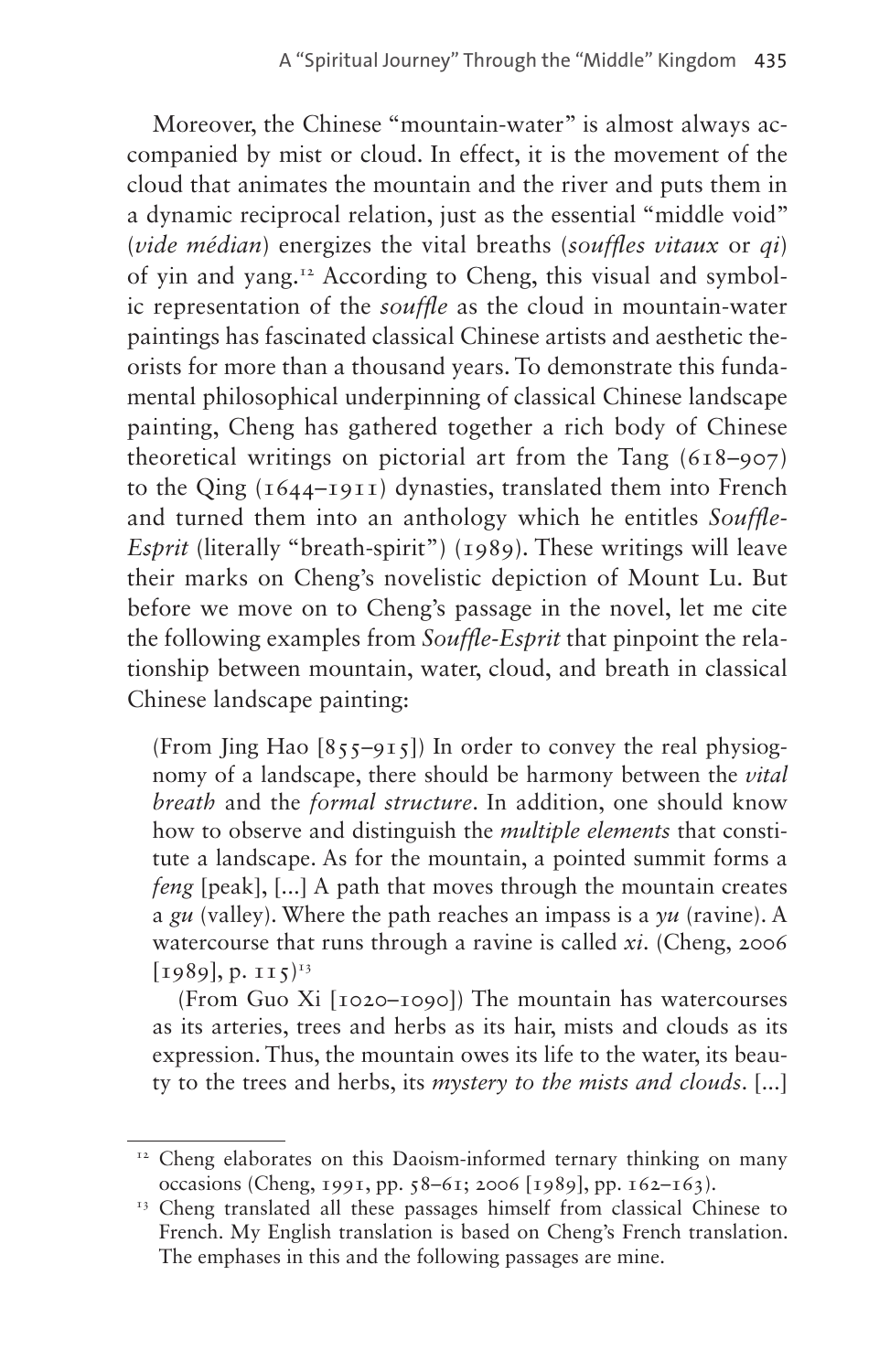Moreover, the Chinese "mountain-water" is almost always accompanied by mist or cloud. In effect, it is the movement of the cloud that animates the mountain and the river and puts them in a dynamic reciprocal relation, just as the essential "middle void" (*vide médian*) energizes the vital breaths (*souffles vitaux* or *qi*) of yin and yang.[12] According to Cheng, this visual and symbolic representation of the *souffle* as the cloud in mountain-water paintings has fascinated classical Chinese artists and aesthetic theorists for more than a thousand years. To demonstrate this fundamental philosophical underpinning of classical Chinese landscape painting, Cheng has gathered together a rich body of Chinese theoretical writings on pictorial art from the Tang (618–907) to the Qing (1644–1911) dynasties, translated them into French and turned them into an anthology which he entitles *Souffle-Esprit* (literally "breath-spirit") (1989). These writings will leave their marks on Cheng's novelistic depiction of Mount Lu. But before we move on to Cheng's passage in the novel, let me cite the following examples from *Souffle-Esprit* that pinpoint the relationship between mountain, water, cloud, and breath in classical Chinese landscape painting:

> (From Jing Hao [855–915]) In order to convey the real physiognomy of a landscape, there should be harmony between the *vital breath* and the *formal structure*. In addition, one should know how to observe and distinguish the *multiple elements* that constitute a landscape. As for the mountain, a pointed summit forms a *feng* [peak], [...] A path that moves through the mountain creates a *gu* (valley). Where the path reaches an impass is a *yu* (ravine). A watercourse that runs through a ravine is called *xi*. (Cheng, 2006 [1989], p. 115)[13]
>
> (From Guo Xi [1020–1090]) The mountain has watercourses as its arteries, trees and herbs as its hair, mists and clouds as its expression. Thus, the mountain owes its life to the water, its beauty to the trees and herbs, its *mystery to the mists and clouds*. [...]

---

[12] Cheng elaborates on this Daoism-informed ternary thinking on many occasions (Cheng, 1991, pp. 58–61; 2006 [1989], pp. 162–163).

[13] Cheng translated all these passages himself from classical Chinese to French. My English translation is based on Cheng's French translation. The emphases in this and the following passages are mine.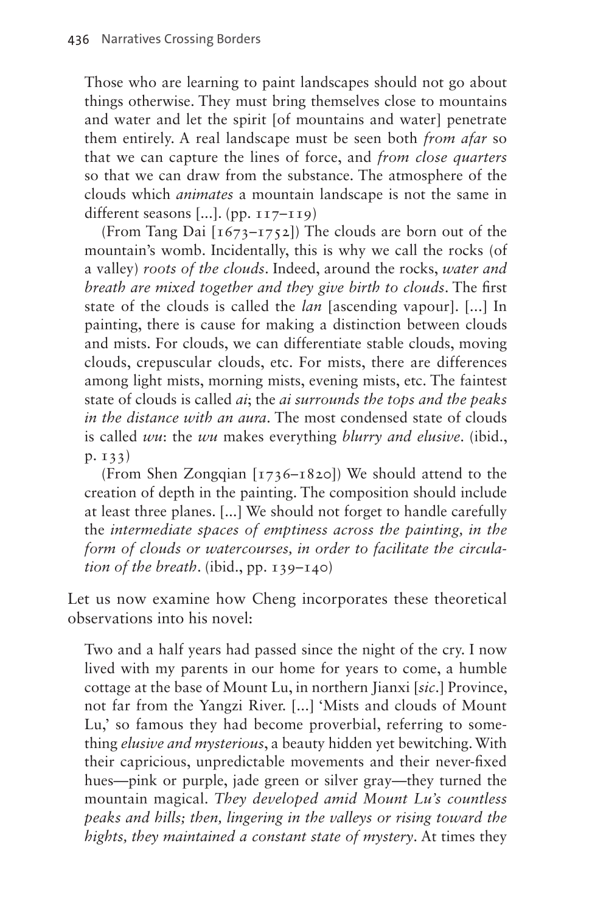> Those who are learning to paint landscapes should not go about things otherwise. They must bring themselves close to mountains and water and let the spirit [of mountains and water] penetrate them entirely. A real landscape must be seen both *from afar* so that we can capture the lines of force, and *from close quarters* so that we can draw from the substance. The atmosphere of the clouds which *animates* a mountain landscape is not the same in different seasons [...]. (pp. 117–119)
>
> (From Tang Dai [1673–1752]) The clouds are born out of the mountain's womb. Incidentally, this is why we call the rocks (of a valley) *roots of the clouds*. Indeed, around the rocks, *water and breath are mixed together and they give birth to clouds*. The first state of the clouds is called the *lan* [ascending vapour]. [...] In painting, there is cause for making a distinction between clouds and mists. For clouds, we can differentiate stable clouds, moving clouds, crepuscular clouds, etc. For mists, there are differences among light mists, morning mists, evening mists, etc. The faintest state of clouds is called *ai*; the *ai surrounds the tops and the peaks in the distance with an aura*. The most condensed state of clouds is called *wu*: the *wu* makes everything *blurry and elusive*. (ibid., p. 133)
>
> (From Shen Zongqian [1736–1820]) We should attend to the creation of depth in the painting. The composition should include at least three planes. [...] We should not forget to handle carefully the *intermediate spaces of emptiness across the painting, in the form of clouds or watercourses, in order to facilitate the circulation of the breath*. (ibid., pp. 139–140)

Let us now examine how Cheng incorporates these theoretical observations into his novel:

> Two and a half years had passed since the night of the cry. I now lived with my parents in our home for years to come, a humble cottage at the base of Mount Lu, in northern Jianxi [*sic*.] Province, not far from the Yangzi River. [...] 'Mists and clouds of Mount Lu,' so famous they had become proverbial, referring to something *elusive and mysterious*, a beauty hidden yet bewitching. With their capricious, unpredictable movements and their never-fixed hues—pink or purple, jade green or silver gray—they turned the mountain magical. *They developed amid Mount Lu's countless peaks and hills; then, lingering in the valleys or rising toward the hights, they maintained a constant state of mystery*. At times they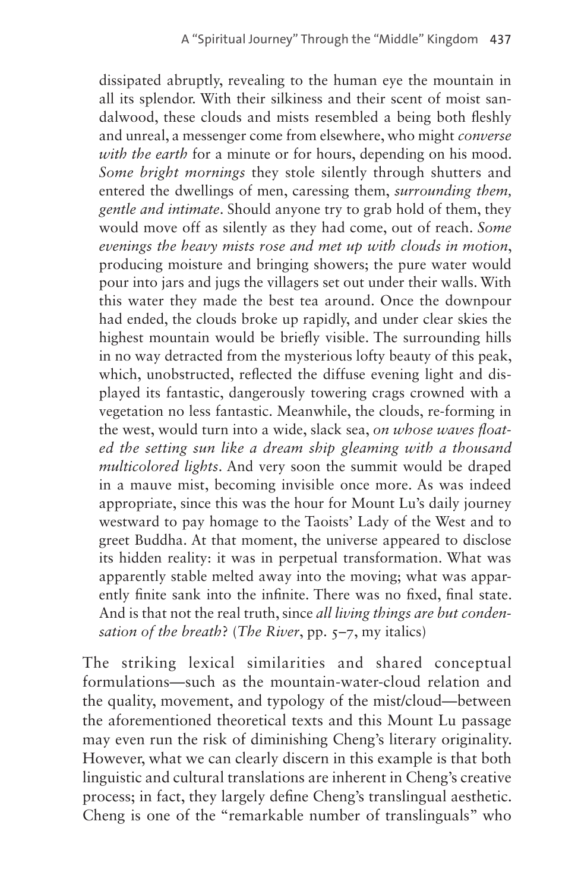dissipated abruptly, revealing to the human eye the mountain in all its splendor. With their silkiness and their scent of moist sandalwood, these clouds and mists resembled a being both fleshly and unreal, a messenger come from elsewhere, who might *converse with the earth* for a minute or for hours, depending on his mood. *Some bright mornings* they stole silently through shutters and entered the dwellings of men, caressing them, *surrounding them, gentle and intimate*. Should anyone try to grab hold of them, they would move off as silently as they had come, out of reach. *Some evenings the heavy mists rose and met up with clouds in motion*, producing moisture and bringing showers; the pure water would pour into jars and jugs the villagers set out under their walls. With this water they made the best tea around. Once the downpour had ended, the clouds broke up rapidly, and under clear skies the highest mountain would be briefly visible. The surrounding hills in no way detracted from the mysterious lofty beauty of this peak, which, unobstructed, reflected the diffuse evening light and displayed its fantastic, dangerously towering crags crowned with a vegetation no less fantastic. Meanwhile, the clouds, re-forming in the west, would turn into a wide, slack sea, *on whose waves floated the setting sun like a dream ship gleaming with a thousand multicolored lights*. And very soon the summit would be draped in a mauve mist, becoming invisible once more. As was indeed appropriate, since this was the hour for Mount Lu's daily journey westward to pay homage to the Taoists' Lady of the West and to greet Buddha. At that moment, the universe appeared to disclose its hidden reality: it was in perpetual transformation. What was apparently stable melted away into the moving; what was apparently finite sank into the infinite. There was no fixed, final state. And is that not the real truth, since *all living things are but condensation of the breath*? (*The River*, pp. 5–7, my italics)

The striking lexical similarities and shared conceptual formulations—such as the mountain-water-cloud relation and the quality, movement, and typology of the mist/cloud—between the aforementioned theoretical texts and this Mount Lu passage may even run the risk of diminishing Cheng's literary originality. However, what we can clearly discern in this example is that both linguistic and cultural translations are inherent in Cheng's creative process; in fact, they largely define Cheng's translingual aesthetic. Cheng is one of the "remarkable number of translinguals" who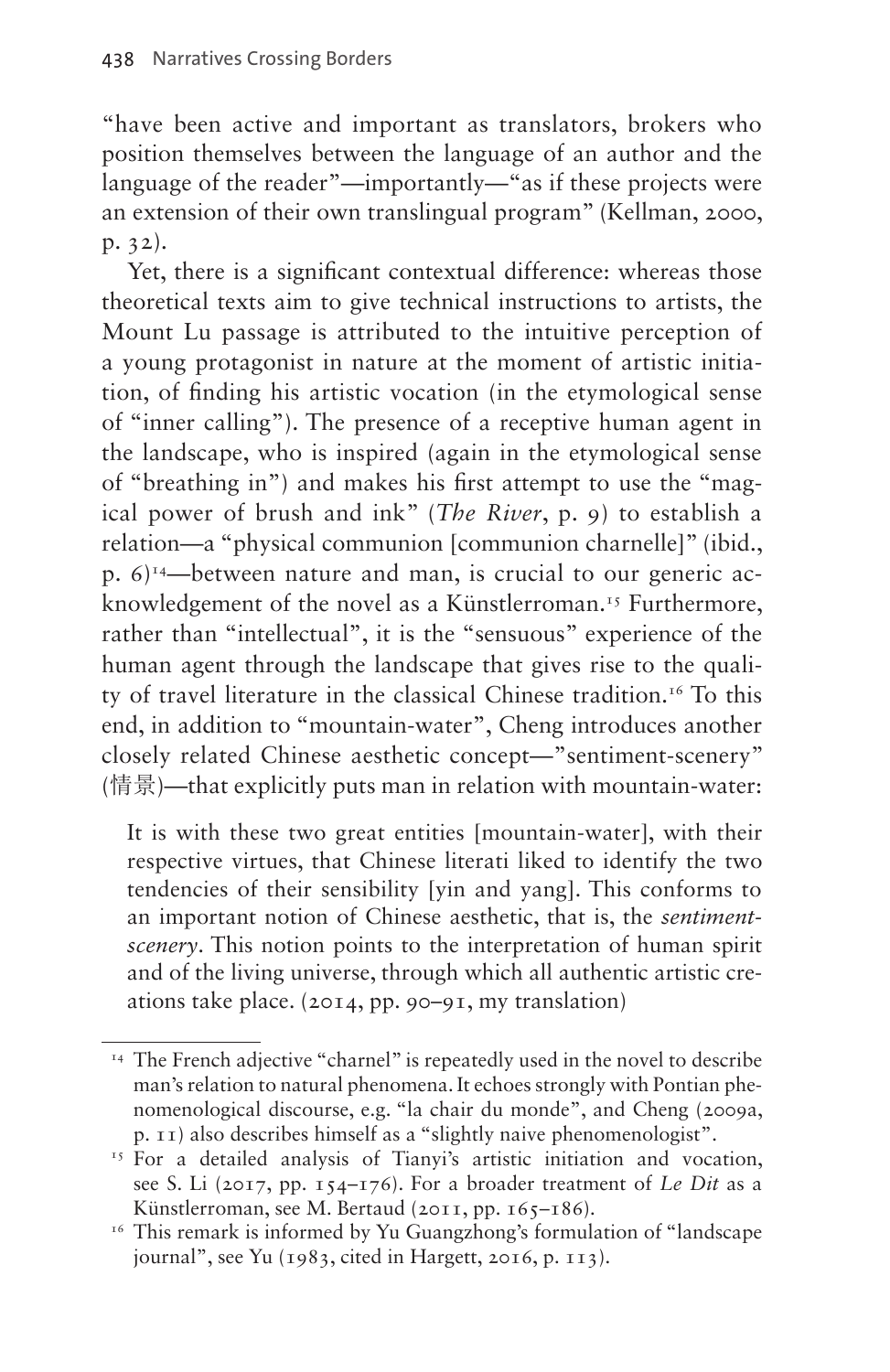"have been active and important as translators, brokers who position themselves between the language of an author and the language of the reader"—importantly—"as if these projects were an extension of their own translingual program" (Kellman, 2000, p. 32).

Yet, there is a significant contextual difference: whereas those theoretical texts aim to give technical instructions to artists, the Mount Lu passage is attributed to the intuitive perception of a young protagonist in nature at the moment of artistic initiation, of finding his artistic vocation (in the etymological sense of "inner calling"). The presence of a receptive human agent in the landscape, who is inspired (again in the etymological sense of "breathing in") and makes his first attempt to use the "magical power of brush and ink" (*The River*, p. 9) to establish a relation—a "physical communion [communion charnelle]" (ibid., p. 6)[14]—between nature and man, is crucial to our generic acknowledgement of the novel as a Künstlerroman.[15] Furthermore, rather than "intellectual", it is the "sensuous" experience of the human agent through the landscape that gives rise to the quality of travel literature in the classical Chinese tradition.[16] To this end, in addition to "mountain-water", Cheng introduces another closely related Chinese aesthetic concept—"sentiment-scenery" (情景)—that explicitly puts man in relation with mountain-water:

> It is with these two great entities [mountain-water], with their respective virtues, that Chinese literati liked to identify the two tendencies of their sensibility [yin and yang]. This conforms to an important notion of Chinese aesthetic, that is, the *sentiment-scenery*. This notion points to the interpretation of human spirit and of the living universe, through which all authentic artistic creations take place. (2014, pp. 90–91, my translation)

[14] The French adjective "charnel" is repeatedly used in the novel to describe man's relation to natural phenomena. It echoes strongly with Pontian phenomenological discourse, e.g. "la chair du monde", and Cheng (2009a, p. 11) also describes himself as a "slightly naive phenomenologist".

[15] For a detailed analysis of Tianyi's artistic initiation and vocation, see S. Li (2017, pp. 154–176). For a broader treatment of *Le Dit* as a Künstlerroman, see M. Bertaud (2011, pp. 165–186).

[16] This remark is informed by Yu Guangzhong's formulation of "landscape journal", see Yu (1983, cited in Hargett, 2016, p. 113).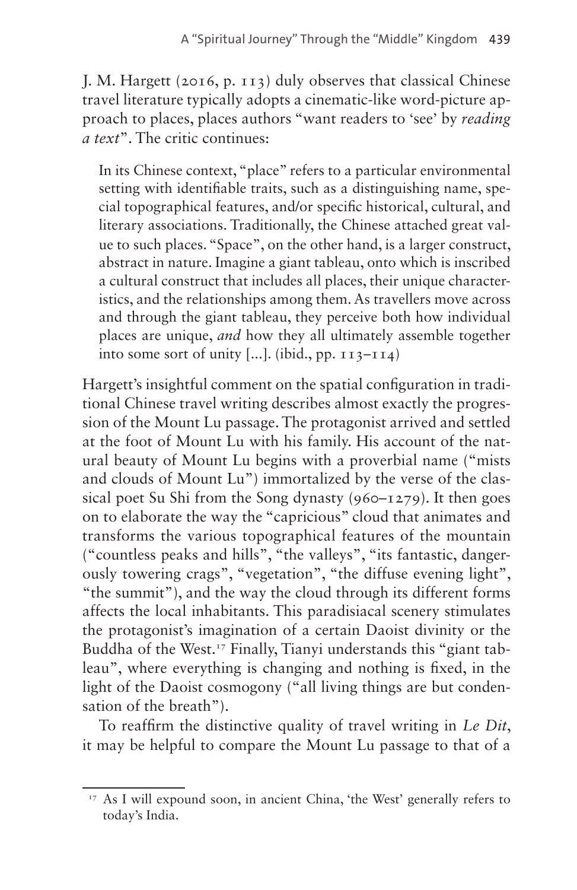J. M. Hargett (2016, p. 113) duly observes that classical Chinese travel literature typically adopts a cinematic-like word-picture approach to places, places authors "want readers to 'see' by *reading a text*". The critic continues:

> In its Chinese context, "place" refers to a particular environmental setting with identifiable traits, such as a distinguishing name, special topographical features, and/or specific historical, cultural, and literary associations. Traditionally, the Chinese attached great value to such places. "Space", on the other hand, is a larger construct, abstract in nature. Imagine a giant tableau, onto which is inscribed a cultural construct that includes all places, their unique characteristics, and the relationships among them. As travellers move across and through the giant tableau, they perceive both how individual places are unique, *and* how they all ultimately assemble together into some sort of unity [...]. (ibid., pp. 113–114)

Hargett's insightful comment on the spatial configuration in traditional Chinese travel writing describes almost exactly the progression of the Mount Lu passage. The protagonist arrived and settled at the foot of Mount Lu with his family. His account of the natural beauty of Mount Lu begins with a proverbial name ("mists and clouds of Mount Lu") immortalized by the verse of the classical poet Su Shi from the Song dynasty (960–1279). It then goes on to elaborate the way the "capricious" cloud that animates and transforms the various topographical features of the mountain ("countless peaks and hills", "the valleys", "its fantastic, dangerously towering crags", "vegetation", "the diffuse evening light", "the summit"), and the way the cloud through its different forms affects the local inhabitants. This paradisiacal scenery stimulates the protagonist's imagination of a certain Daoist divinity or the Buddha of the West.[17] Finally, Tianyi understands this "giant tableau", where everything is changing and nothing is fixed, in the light of the Daoist cosmogony ("all living things are but condensation of the breath").

To reaffirm the distinctive quality of travel writing in *Le Dit*, it may be helpful to compare the Mount Lu passage to that of a

[17] As I will expound soon, in ancient China, 'the West' generally refers to today's India.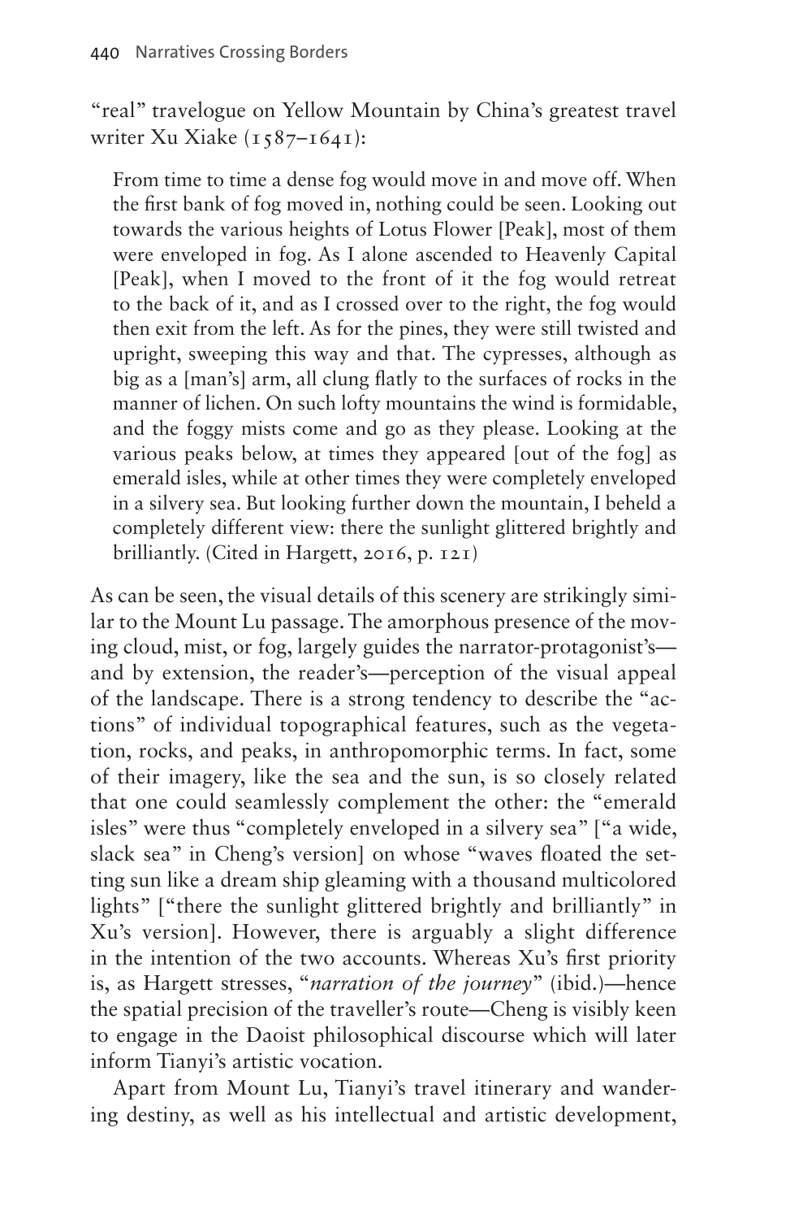"real" travelogue on Yellow Mountain by China's greatest travel writer Xu Xiake (1587–1641):

> From time to time a dense fog would move in and move off. When the first bank of fog moved in, nothing could be seen. Looking out towards the various heights of Lotus Flower [Peak], most of them were enveloped in fog. As I alone ascended to Heavenly Capital [Peak], when I moved to the front of it the fog would retreat to the back of it, and as I crossed over to the right, the fog would then exit from the left. As for the pines, they were still twisted and upright, sweeping this way and that. The cypresses, although as big as a [man's] arm, all clung flatly to the surfaces of rocks in the manner of lichen. On such lofty mountains the wind is formidable, and the foggy mists come and go as they please. Looking at the various peaks below, at times they appeared [out of the fog] as emerald isles, while at other times they were completely enveloped in a silvery sea. But looking further down the mountain, I beheld a completely different view: there the sunlight glittered brightly and brilliantly. (Cited in Hargett, 2016, p. 121)

As can be seen, the visual details of this scenery are strikingly similar to the Mount Lu passage. The amorphous presence of the moving cloud, mist, or fog, largely guides the narrator-protagonist's—and by extension, the reader's—perception of the visual appeal of the landscape. There is a strong tendency to describe the "actions" of individual topographical features, such as the vegetation, rocks, and peaks, in anthropomorphic terms. In fact, some of their imagery, like the sea and the sun, is so closely related that one could seamlessly complement the other: the "emerald isles" were thus "completely enveloped in a silvery sea" ["a wide, slack sea" in Cheng's version] on whose "waves floated the setting sun like a dream ship gleaming with a thousand multicolored lights" ["there the sunlight glittered brightly and brilliantly" in Xu's version]. However, there is arguably a slight difference in the intention of the two accounts. Whereas Xu's first priority is, as Hargett stresses, "*narration of the journey*" (ibid.)—hence the spatial precision of the traveller's route—Cheng is visibly keen to engage in the Daoist philosophical discourse which will later inform Tianyi's artistic vocation.

Apart from Mount Lu, Tianyi's travel itinerary and wandering destiny, as well as his intellectual and artistic development,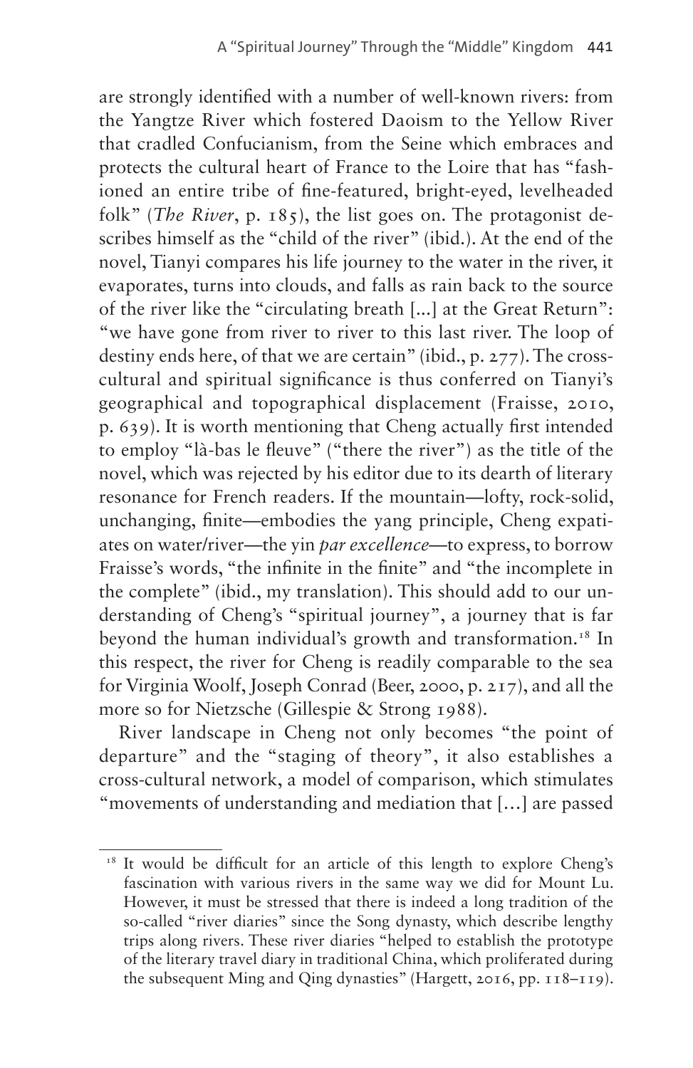are strongly identified with a number of well-known rivers: from the Yangtze River which fostered Daoism to the Yellow River that cradled Confucianism, from the Seine which embraces and protects the cultural heart of France to the Loire that has "fashioned an entire tribe of fine-featured, bright-eyed, levelheaded folk" (*The River*, p. 185), the list goes on. The protagonist describes himself as the "child of the river" (ibid.). At the end of the novel, Tianyi compares his life journey to the water in the river, it evaporates, turns into clouds, and falls as rain back to the source of the river like the "circulating breath [...] at the Great Return": "we have gone from river to river to this last river. The loop of destiny ends here, of that we are certain" (ibid., p. 277). The cross-cultural and spiritual significance is thus conferred on Tianyi's geographical and topographical displacement (Fraisse, 2010, p. 639). It is worth mentioning that Cheng actually first intended to employ "là-bas le fleuve" ("there the river") as the title of the novel, which was rejected by his editor due to its dearth of literary resonance for French readers. If the mountain—lofty, rock-solid, unchanging, finite—embodies the yang principle, Cheng expatiates on water/river—the yin *par excellence*—to express, to borrow Fraisse's words, "the infinite in the finite" and "the incomplete in the complete" (ibid., my translation). This should add to our understanding of Cheng's "spiritual journey", a journey that is far beyond the human individual's growth and transformation.[18] In this respect, the river for Cheng is readily comparable to the sea for Virginia Woolf, Joseph Conrad (Beer, 2000, p. 217), and all the more so for Nietzsche (Gillespie & Strong 1988).

River landscape in Cheng not only becomes "the point of departure" and the "staging of theory", it also establishes a cross-cultural network, a model of comparison, which stimulates "movements of understanding and mediation that [...] are passed

[18] It would be difficult for an article of this length to explore Cheng's fascination with various rivers in the same way we did for Mount Lu. However, it must be stressed that there is indeed a long tradition of the so-called "river diaries" since the Song dynasty, which describe lengthy trips along rivers. These river diaries "helped to establish the prototype of the literary travel diary in traditional China, which proliferated during the subsequent Ming and Qing dynasties" (Hargett, 2016, pp. 118–119).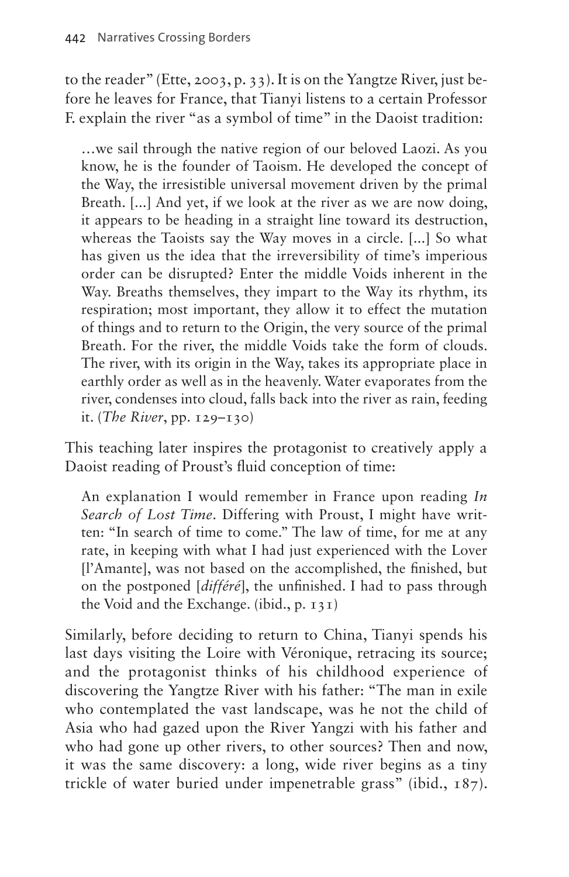to the reader" (Ette, 2003, p. 33). It is on the Yangtze River, just before he leaves for France, that Tianyi listens to a certain Professor F. explain the river "as a symbol of time" in the Daoist tradition:

> …we sail through the native region of our beloved Laozi. As you know, he is the founder of Taoism. He developed the concept of the Way, the irresistible universal movement driven by the primal Breath. [...] And yet, if we look at the river as we are now doing, it appears to be heading in a straight line toward its destruction, whereas the Taoists say the Way moves in a circle. [...] So what has given us the idea that the irreversibility of time's imperious order can be disrupted? Enter the middle Voids inherent in the Way. Breaths themselves, they impart to the Way its rhythm, its respiration; most important, they allow it to effect the mutation of things and to return to the Origin, the very source of the primal Breath. For the river, the middle Voids take the form of clouds. The river, with its origin in the Way, takes its appropriate place in earthly order as well as in the heavenly. Water evaporates from the river, condenses into cloud, falls back into the river as rain, feeding it. (*The River*, pp. 129–130)

This teaching later inspires the protagonist to creatively apply a Daoist reading of Proust's fluid conception of time:

> An explanation I would remember in France upon reading *In Search of Lost Time*. Differing with Proust, I might have written: "In search of time to come." The law of time, for me at any rate, in keeping with what I had just experienced with the Lover [l'Amante], was not based on the accomplished, the finished, but on the postponed [*différé*], the unfinished. I had to pass through the Void and the Exchange. (ibid., p. 131)

Similarly, before deciding to return to China, Tianyi spends his last days visiting the Loire with Véronique, retracing its source; and the protagonist thinks of his childhood experience of discovering the Yangtze River with his father: "The man in exile who contemplated the vast landscape, was he not the child of Asia who had gazed upon the River Yangzi with his father and who had gone up other rivers, to other sources? Then and now, it was the same discovery: a long, wide river begins as a tiny trickle of water buried under impenetrable grass" (ibid., 187).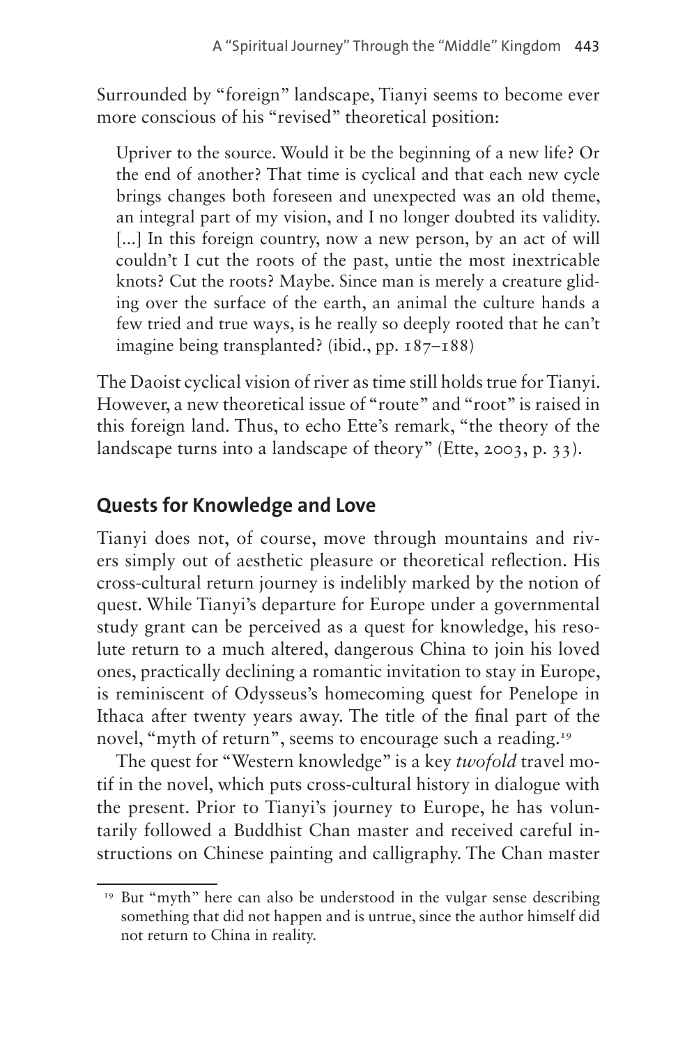Surrounded by "foreign" landscape, Tianyi seems to become ever more conscious of his "revised" theoretical position:

> Upriver to the source. Would it be the beginning of a new life? Or the end of another? That time is cyclical and that each new cycle brings changes both foreseen and unexpected was an old theme, an integral part of my vision, and I no longer doubted its validity. [...] In this foreign country, now a new person, by an act of will couldn't I cut the roots of the past, untie the most inextricable knots? Cut the roots? Maybe. Since man is merely a creature gliding over the surface of the earth, an animal the culture hands a few tried and true ways, is he really so deeply rooted that he can't imagine being transplanted? (ibid., pp. 187–188)

The Daoist cyclical vision of river as time still holds true for Tianyi. However, a new theoretical issue of "route" and "root" is raised in this foreign land. Thus, to echo Ette's remark, "the theory of the landscape turns into a landscape of theory" (Ette, 2003, p. 33).

## Quests for Knowledge and Love

Tianyi does not, of course, move through mountains and rivers simply out of aesthetic pleasure or theoretical reflection. His cross-cultural return journey is indelibly marked by the notion of quest. While Tianyi's departure for Europe under a governmental study grant can be perceived as a quest for knowledge, his resolute return to a much altered, dangerous China to join his loved ones, practically declining a romantic invitation to stay in Europe, is reminiscent of Odysseus's homecoming quest for Penelope in Ithaca after twenty years away. The title of the final part of the novel, "myth of return", seems to encourage such a reading.[19]

The quest for "Western knowledge" is a key *twofold* travel motif in the novel, which puts cross-cultural history in dialogue with the present. Prior to Tianyi's journey to Europe, he has voluntarily followed a Buddhist Chan master and received careful instructions on Chinese painting and calligraphy. The Chan master

[19] But "myth" here can also be understood in the vulgar sense describing something that did not happen and is untrue, since the author himself did not return to China in reality.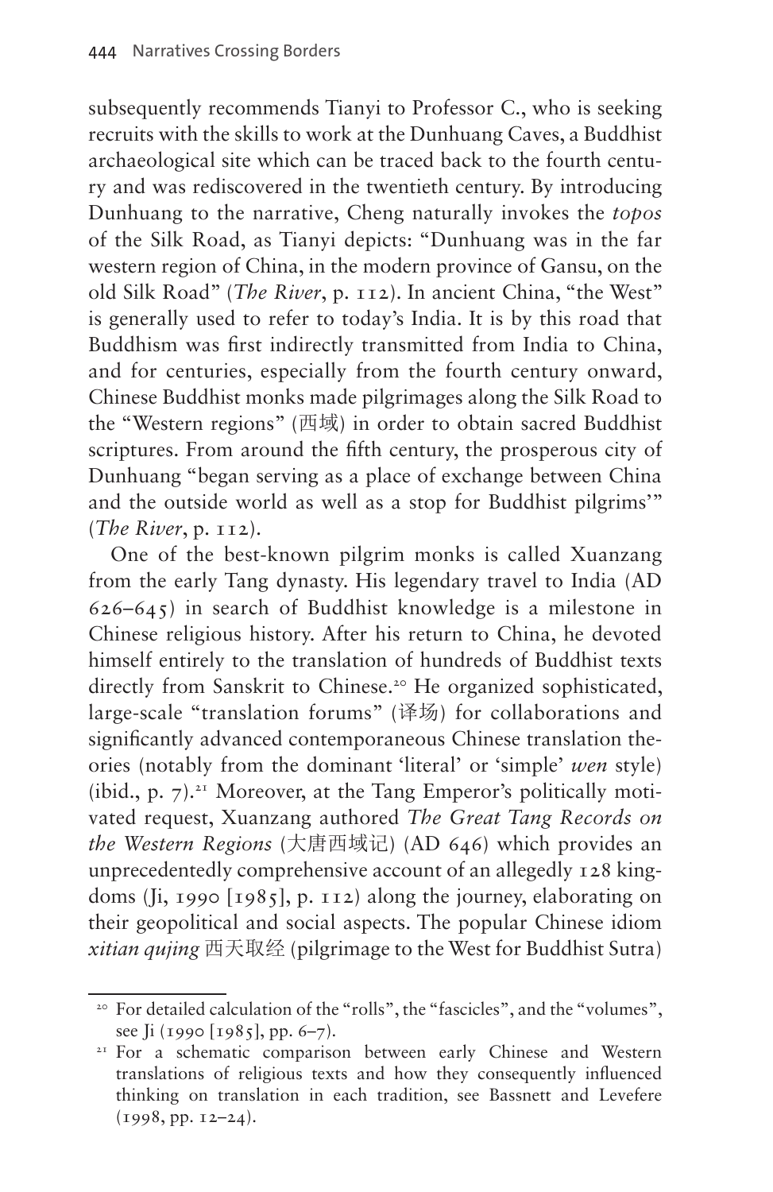subsequently recommends Tianyi to Professor C., who is seeking recruits with the skills to work at the Dunhuang Caves, a Buddhist archaeological site which can be traced back to the fourth century and was rediscovered in the twentieth century. By introducing Dunhuang to the narrative, Cheng naturally invokes the *topos* of the Silk Road, as Tianyi depicts: "Dunhuang was in the far western region of China, in the modern province of Gansu, on the old Silk Road" (*The River*, p. 112). In ancient China, "the West" is generally used to refer to today's India. It is by this road that Buddhism was first indirectly transmitted from India to China, and for centuries, especially from the fourth century onward, Chinese Buddhist monks made pilgrimages along the Silk Road to the "Western regions" (西域) in order to obtain sacred Buddhist scriptures. From around the fifth century, the prosperous city of Dunhuang "began serving as a place of exchange between China and the outside world as well as a stop for Buddhist pilgrims'" (*The River*, p. 112).

One of the best-known pilgrim monks is called Xuanzang from the early Tang dynasty. His legendary travel to India (AD 626–645) in search of Buddhist knowledge is a milestone in Chinese religious history. After his return to China, he devoted himself entirely to the translation of hundreds of Buddhist texts directly from Sanskrit to Chinese.[20] He organized sophisticated, large-scale "translation forums" (译场) for collaborations and significantly advanced contemporaneous Chinese translation theories (notably from the dominant 'literal' or 'simple' *wen* style) (ibid., p. 7).[21] Moreover, at the Tang Emperor's politically motivated request, Xuanzang authored *The Great Tang Records on the Western Regions* (大唐西域记) (AD 646) which provides an unprecedentedly comprehensive account of an allegedly 128 kingdoms (Ji, 1990 [1985], p. 112) along the journey, elaborating on their geopolitical and social aspects. The popular Chinese idiom *xitian qujing* 西天取经 (pilgrimage to the West for Buddhist Sutra)

---

[20] For detailed calculation of the "rolls", the "fascicles", and the "volumes", see Ji (1990 [1985], pp. 6–7).

[21] For a schematic comparison between early Chinese and Western translations of religious texts and how they consequently influenced thinking on translation in each tradition, see Bassnett and Levefere (1998, pp. 12–24).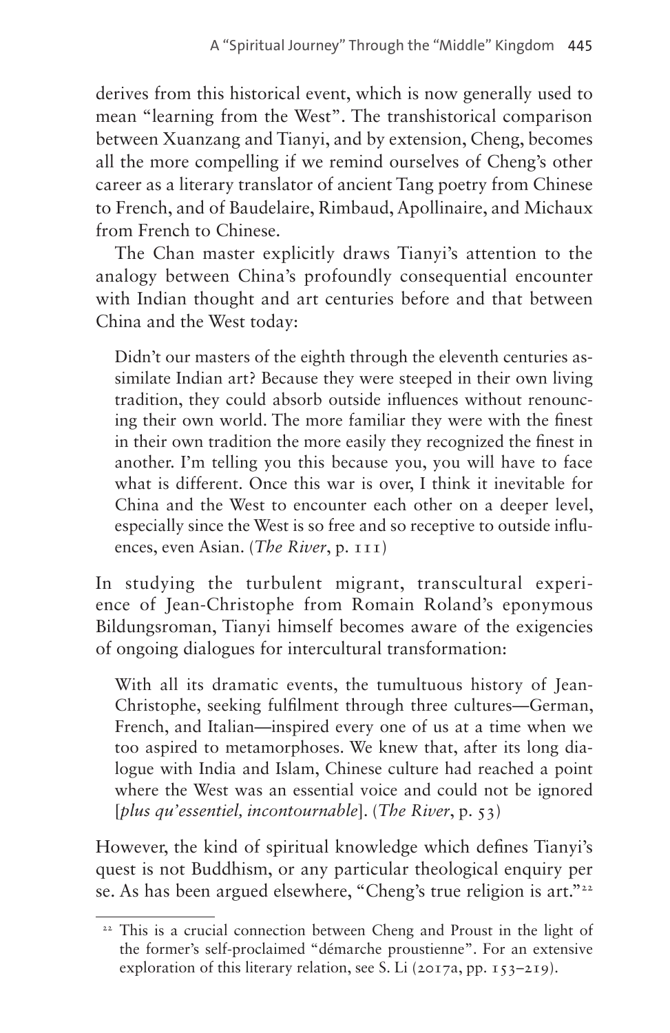derives from this historical event, which is now generally used to mean "learning from the West". The transhistorical comparison between Xuanzang and Tianyi, and by extension, Cheng, becomes all the more compelling if we remind ourselves of Cheng's other career as a literary translator of ancient Tang poetry from Chinese to French, and of Baudelaire, Rimbaud, Apollinaire, and Michaux from French to Chinese.

The Chan master explicitly draws Tianyi's attention to the analogy between China's profoundly consequential encounter with Indian thought and art centuries before and that between China and the West today:

> Didn't our masters of the eighth through the eleventh centuries assimilate Indian art? Because they were steeped in their own living tradition, they could absorb outside influences without renouncing their own world. The more familiar they were with the finest in their own tradition the more easily they recognized the finest in another. I'm telling you this because you, you will have to face what is different. Once this war is over, I think it inevitable for China and the West to encounter each other on a deeper level, especially since the West is so free and so receptive to outside influences, even Asian. (*The River*, p. 111)

In studying the turbulent migrant, transcultural experience of Jean-Christophe from Romain Roland's eponymous Bildungsroman, Tianyi himself becomes aware of the exigencies of ongoing dialogues for intercultural transformation:

> With all its dramatic events, the tumultuous history of Jean-Christophe, seeking fulfilment through three cultures—German, French, and Italian—inspired every one of us at a time when we too aspired to metamorphoses. We knew that, after its long dialogue with India and Islam, Chinese culture had reached a point where the West was an essential voice and could not be ignored [*plus qu'essentiel, incontournable*]. (*The River*, p. 53)

However, the kind of spiritual knowledge which defines Tianyi's quest is not Buddhism, or any particular theological enquiry per se. As has been argued elsewhere, "Cheng's true religion is art."[22]

[22] This is a crucial connection between Cheng and Proust in the light of the former's self-proclaimed "démarche proustienne". For an extensive exploration of this literary relation, see S. Li (2017a, pp. 153–219).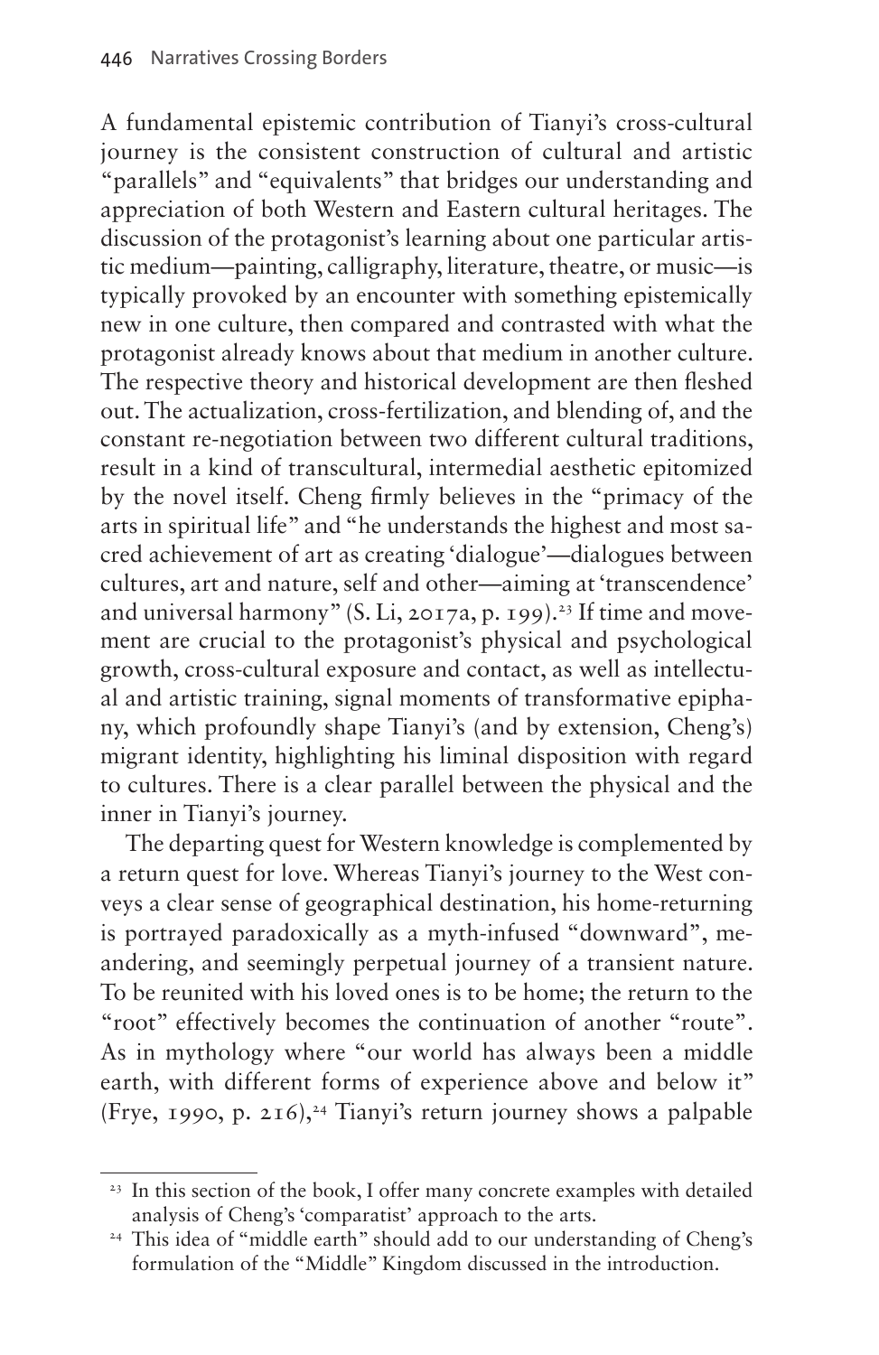A fundamental epistemic contribution of Tianyi's cross-cultural journey is the consistent construction of cultural and artistic "parallels" and "equivalents" that bridges our understanding and appreciation of both Western and Eastern cultural heritages. The discussion of the protagonist's learning about one particular artistic medium—painting, calligraphy, literature, theatre, or music—is typically provoked by an encounter with something epistemically new in one culture, then compared and contrasted with what the protagonist already knows about that medium in another culture. The respective theory and historical development are then fleshed out. The actualization, cross-fertilization, and blending of, and the constant re-negotiation between two different cultural traditions, result in a kind of transcultural, intermedial aesthetic epitomized by the novel itself. Cheng firmly believes in the "primacy of the arts in spiritual life" and "he understands the highest and most sacred achievement of art as creating 'dialogue'—dialogues between cultures, art and nature, self and other—aiming at 'transcendence' and universal harmony" (S. Li, 2017a, p. 199).[23] If time and movement are crucial to the protagonist's physical and psychological growth, cross-cultural exposure and contact, as well as intellectual and artistic training, signal moments of transformative epiphany, which profoundly shape Tianyi's (and by extension, Cheng's) migrant identity, highlighting his liminal disposition with regard to cultures. There is a clear parallel between the physical and the inner in Tianyi's journey.

The departing quest for Western knowledge is complemented by a return quest for love. Whereas Tianyi's journey to the West conveys a clear sense of geographical destination, his home-returning is portrayed paradoxically as a myth-infused "downward", meandering, and seemingly perpetual journey of a transient nature. To be reunited with his loved ones is to be home; the return to the "root" effectively becomes the continuation of another "route". As in mythology where "our world has always been a middle earth, with different forms of experience above and below it" (Frye, 1990, p. 216),[24] Tianyi's return journey shows a palpable

[23] In this section of the book, I offer many concrete examples with detailed analysis of Cheng's 'comparatist' approach to the arts.

[24] This idea of "middle earth" should add to our understanding of Cheng's formulation of the "Middle" Kingdom discussed in the introduction.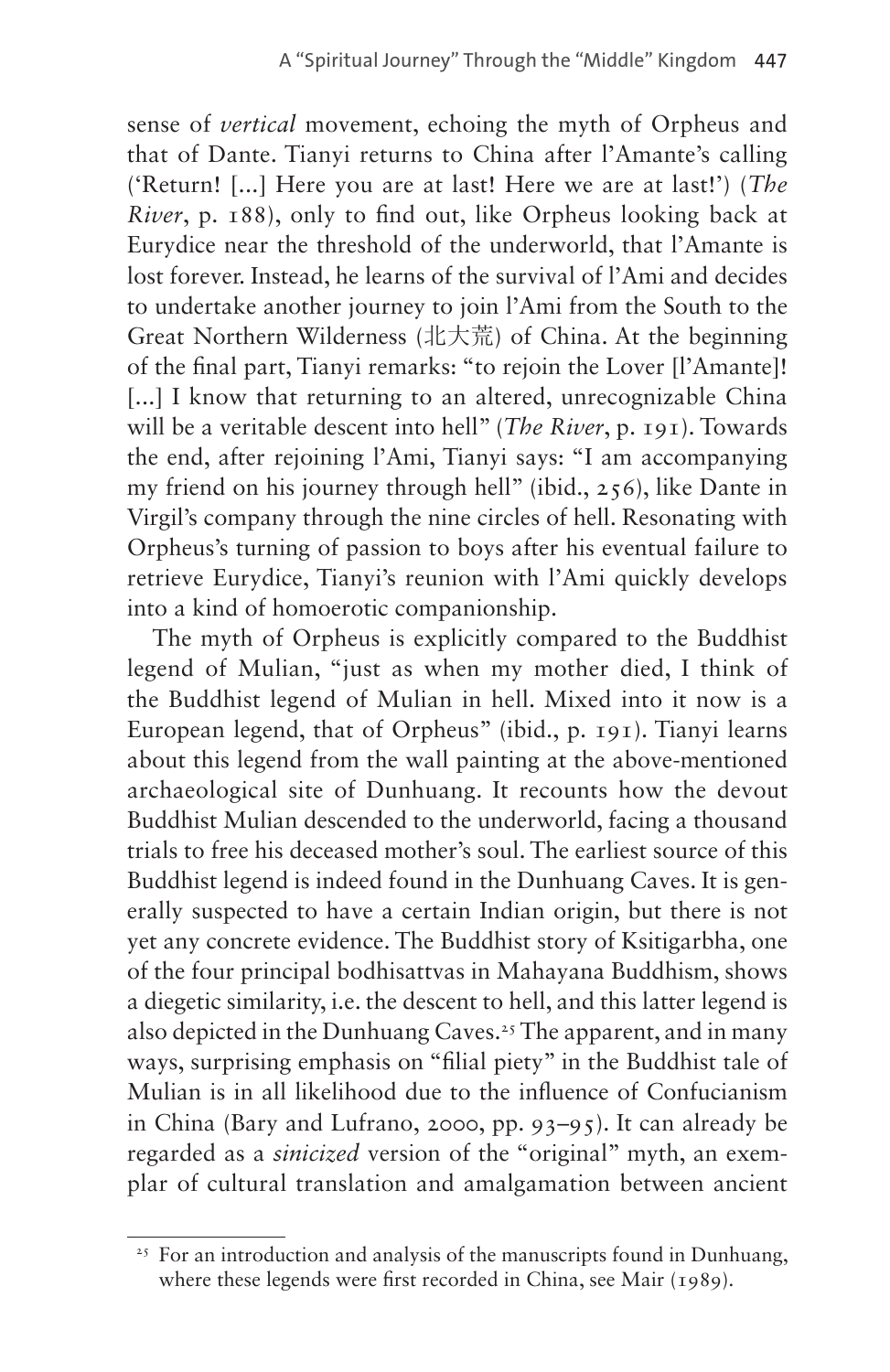sense of *vertical* movement, echoing the myth of Orpheus and that of Dante. Tianyi returns to China after l'Amante's calling ('Return! [...] Here you are at last! Here we are at last!') (*The River*, p. 188), only to find out, like Orpheus looking back at Eurydice near the threshold of the underworld, that l'Amante is lost forever. Instead, he learns of the survival of l'Ami and decides to undertake another journey to join l'Ami from the South to the Great Northern Wilderness (北大荒) of China. At the beginning of the final part, Tianyi remarks: "to rejoin the Lover [l'Amante]! [...] I know that returning to an altered, unrecognizable China will be a veritable descent into hell" (*The River*, p. 191). Towards the end, after rejoining l'Ami, Tianyi says: "I am accompanying my friend on his journey through hell" (ibid., 256), like Dante in Virgil's company through the nine circles of hell. Resonating with Orpheus's turning of passion to boys after his eventual failure to retrieve Eurydice, Tianyi's reunion with l'Ami quickly develops into a kind of homoerotic companionship.

The myth of Orpheus is explicitly compared to the Buddhist legend of Mulian, "just as when my mother died, I think of the Buddhist legend of Mulian in hell. Mixed into it now is a European legend, that of Orpheus" (ibid., p. 191). Tianyi learns about this legend from the wall painting at the above-mentioned archaeological site of Dunhuang. It recounts how the devout Buddhist Mulian descended to the underworld, facing a thousand trials to free his deceased mother's soul. The earliest source of this Buddhist legend is indeed found in the Dunhuang Caves. It is generally suspected to have a certain Indian origin, but there is not yet any concrete evidence. The Buddhist story of Ksitigarbha, one of the four principal bodhisattvas in Mahayana Buddhism, shows a diegetic similarity, i.e. the descent to hell, and this latter legend is also depicted in the Dunhuang Caves.[25] The apparent, and in many ways, surprising emphasis on "filial piety" in the Buddhist tale of Mulian is in all likelihood due to the influence of Confucianism in China (Bary and Lufrano, 2000, pp. 93–95). It can already be regarded as a *sinicized* version of the "original" myth, an exemplar of cultural translation and amalgamation between ancient

[25] For an introduction and analysis of the manuscripts found in Dunhuang, where these legends were first recorded in China, see Mair (1989).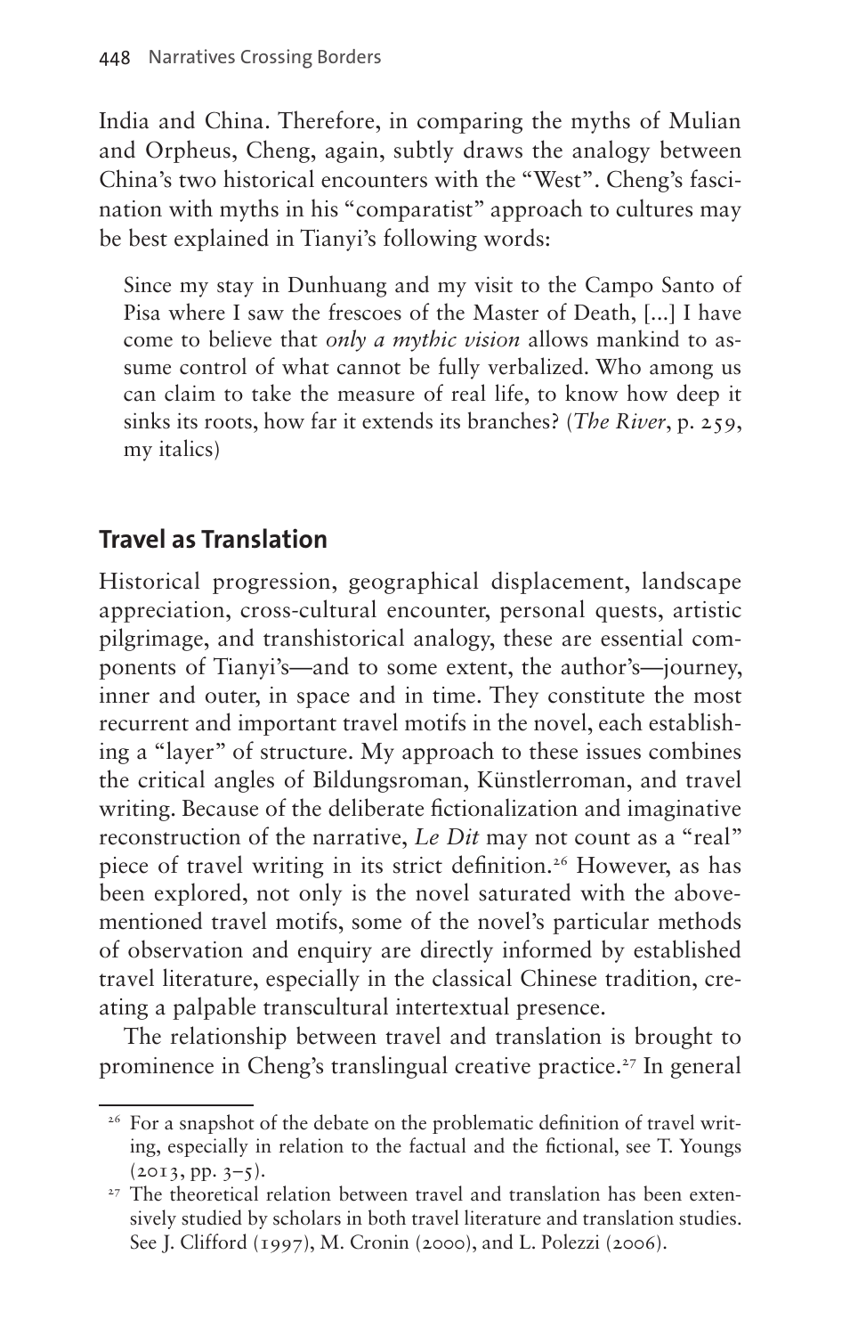India and China. Therefore, in comparing the myths of Mulian and Orpheus, Cheng, again, subtly draws the analogy between China's two historical encounters with the "West". Cheng's fascination with myths in his "comparatist" approach to cultures may be best explained in Tianyi's following words:

> Since my stay in Dunhuang and my visit to the Campo Santo of Pisa where I saw the frescoes of the Master of Death, [...] I have come to believe that *only a mythic vision* allows mankind to assume control of what cannot be fully verbalized. Who among us can claim to take the measure of real life, to know how deep it sinks its roots, how far it extends its branches? (*The River*, p. 259, my italics)

## Travel as Translation

Historical progression, geographical displacement, landscape appreciation, cross-cultural encounter, personal quests, artistic pilgrimage, and transhistorical analogy, these are essential components of Tianyi's—and to some extent, the author's—journey, inner and outer, in space and in time. They constitute the most recurrent and important travel motifs in the novel, each establishing a "layer" of structure. My approach to these issues combines the critical angles of Bildungsroman, Künstlerroman, and travel writing. Because of the deliberate fictionalization and imaginative reconstruction of the narrative, *Le Dit* may not count as a "real" piece of travel writing in its strict definition.[26] However, as has been explored, not only is the novel saturated with the above-mentioned travel motifs, some of the novel's particular methods of observation and enquiry are directly informed by established travel literature, especially in the classical Chinese tradition, creating a palpable transcultural intertextual presence.

The relationship between travel and translation is brought to prominence in Cheng's translingual creative practice.[27] In general

---

[26] For a snapshot of the debate on the problematic definition of travel writing, especially in relation to the factual and the fictional, see T. Youngs (2013, pp. 3–5).

[27] The theoretical relation between travel and translation has been extensively studied by scholars in both travel literature and translation studies. See J. Clifford (1997), M. Cronin (2000), and L. Polezzi (2006).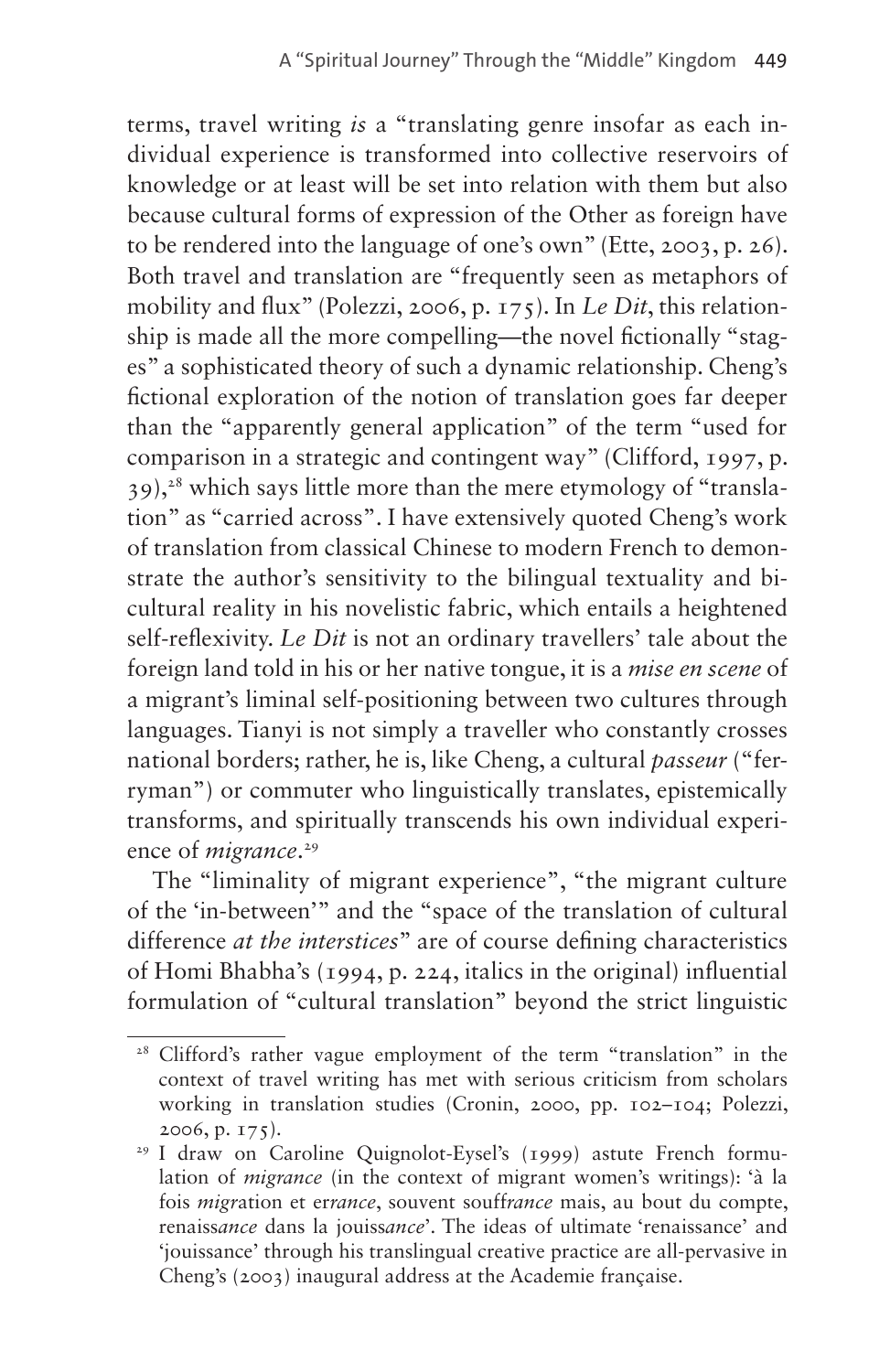terms, travel writing *is* a "translating genre insofar as each individual experience is transformed into collective reservoirs of knowledge or at least will be set into relation with them but also because cultural forms of expression of the Other as foreign have to be rendered into the language of one's own" (Ette, 2003, p. 26). Both travel and translation are "frequently seen as metaphors of mobility and flux" (Polezzi, 2006, p. 175). In *Le Dit*, this relationship is made all the more compelling—the novel fictionally "stages" a sophisticated theory of such a dynamic relationship. Cheng's fictional exploration of the notion of translation goes far deeper than the "apparently general application" of the term "used for comparison in a strategic and contingent way" (Clifford, 1997, p. 39),[28] which says little more than the mere etymology of "translation" as "carried across". I have extensively quoted Cheng's work of translation from classical Chinese to modern French to demonstrate the author's sensitivity to the bilingual textuality and bicultural reality in his novelistic fabric, which entails a heightened self-reflexivity. *Le Dit* is not an ordinary travellers' tale about the foreign land told in his or her native tongue, it is a *mise en scene* of a migrant's liminal self-positioning between two cultures through languages. Tianyi is not simply a traveller who constantly crosses national borders; rather, he is, like Cheng, a cultural *passeur* ("ferryman") or commuter who linguistically translates, epistemically transforms, and spiritually transcends his own individual experience of *migrance*.[29]

The "liminality of migrant experience", "the migrant culture of the 'in-between'" and the "space of the translation of cultural difference *at the interstices*" are of course defining characteristics of Homi Bhabha's (1994, p. 224, italics in the original) influential formulation of "cultural translation" beyond the strict linguistic

---

[28] Clifford's rather vague employment of the term "translation" in the context of travel writing has met with serious criticism from scholars working in translation studies (Cronin, 2000, pp. 102–104; Polezzi, 2006, p. 175).

[29] I draw on Caroline Quignolot-Eysel's (1999) astute French formulation of *migrance* (in the context of migrant women's writings): 'à la fois *migr*ation et er*rance*, souvent souff*rance* mais, au bout du compte, renaiss*ance* dans la jouiss*ance*'. The ideas of ultimate 'renaissance' and 'jouissance' through his translingual creative practice are all-pervasive in Cheng's (2003) inaugural address at the Academie française.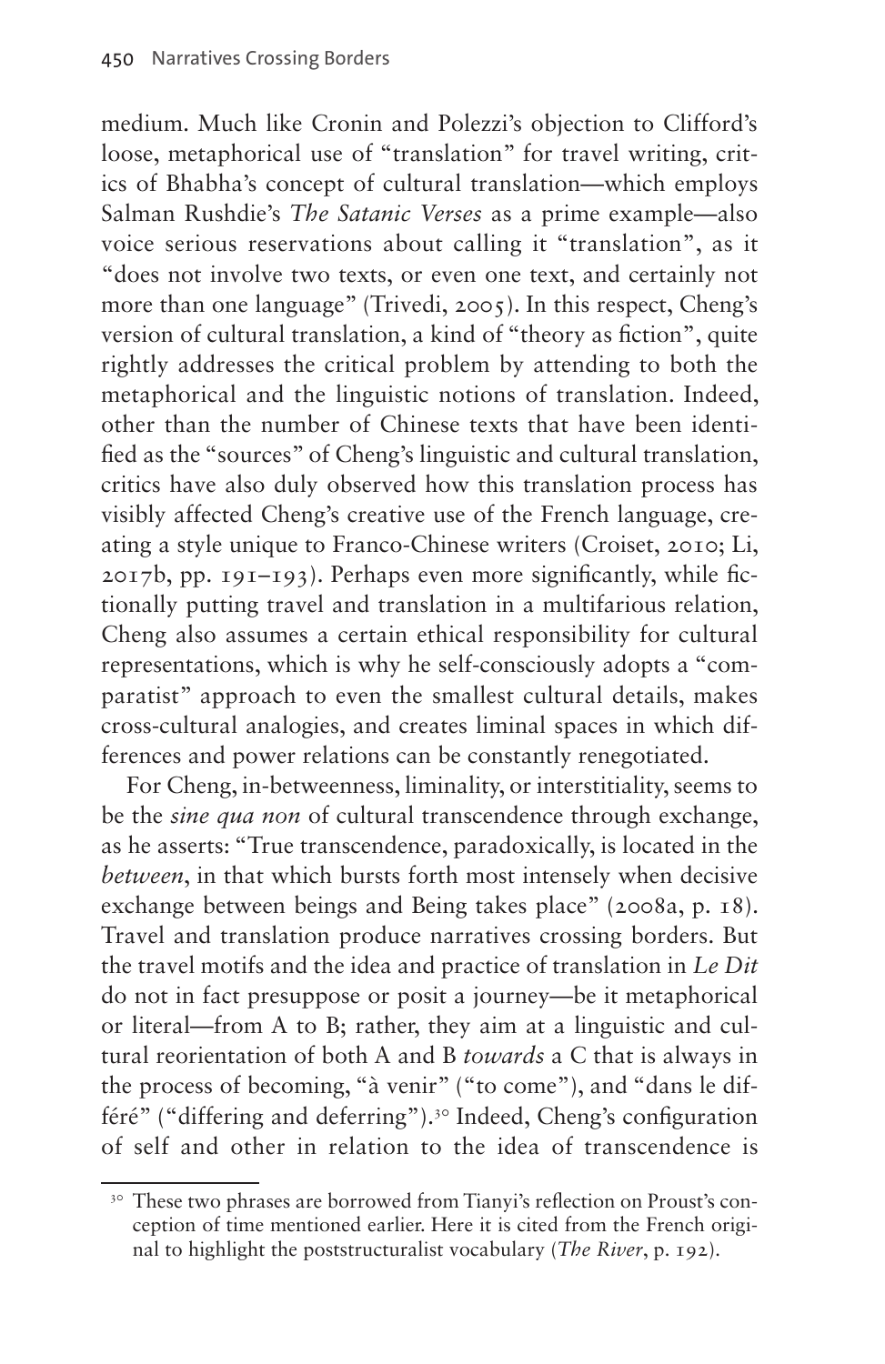medium. Much like Cronin and Polezzi's objection to Clifford's loose, metaphorical use of "translation" for travel writing, critics of Bhabha's concept of cultural translation—which employs Salman Rushdie's *The Satanic Verses* as a prime example—also voice serious reservations about calling it "translation", as it "does not involve two texts, or even one text, and certainly not more than one language" (Trivedi, 2005). In this respect, Cheng's version of cultural translation, a kind of "theory as fiction", quite rightly addresses the critical problem by attending to both the metaphorical and the linguistic notions of translation. Indeed, other than the number of Chinese texts that have been identified as the "sources" of Cheng's linguistic and cultural translation, critics have also duly observed how this translation process has visibly affected Cheng's creative use of the French language, creating a style unique to Franco-Chinese writers (Croiset, 2010; Li, 2017b, pp. 191–193). Perhaps even more significantly, while fictionally putting travel and translation in a multifarious relation, Cheng also assumes a certain ethical responsibility for cultural representations, which is why he self-consciously adopts a "comparatist" approach to even the smallest cultural details, makes cross-cultural analogies, and creates liminal spaces in which differences and power relations can be constantly renegotiated.

For Cheng, in-betweenness, liminality, or interstitiality, seems to be the *sine qua non* of cultural transcendence through exchange, as he asserts: "True transcendence, paradoxically, is located in the *between*, in that which bursts forth most intensely when decisive exchange between beings and Being takes place" (2008a, p. 18). Travel and translation produce narratives crossing borders. But the travel motifs and the idea and practice of translation in *Le Dit* do not in fact presuppose or posit a journey—be it metaphorical or literal—from A to B; rather, they aim at a linguistic and cultural reorientation of both A and B *towards* a C that is always in the process of becoming, "à venir" ("to come"), and "dans le différé" ("differing and deferring").[30] Indeed, Cheng's configuration of self and other in relation to the idea of transcendence is

[30] These two phrases are borrowed from Tianyi's reflection on Proust's conception of time mentioned earlier. Here it is cited from the French original to highlight the poststructuralist vocabulary (*The River*, p. 192).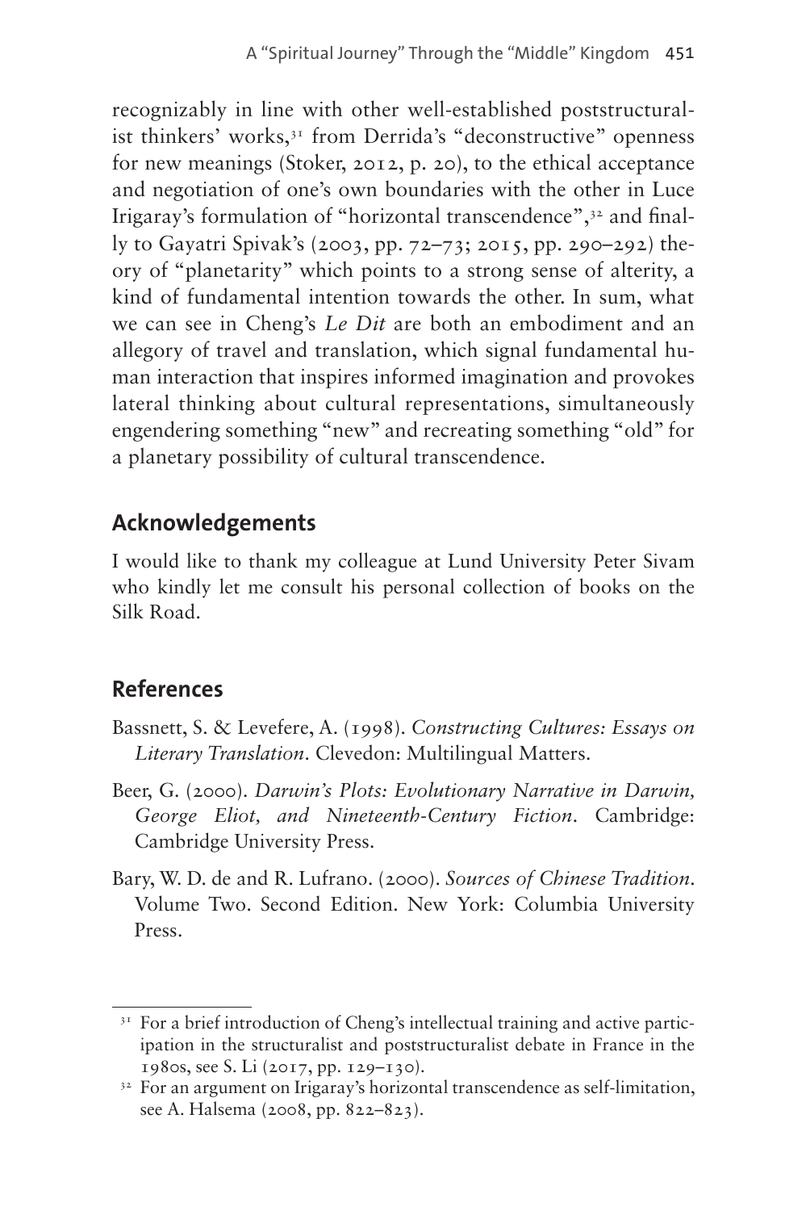recognizably in line with other well-established poststructuralist thinkers' works,[31] from Derrida's "deconstructive" openness for new meanings (Stoker, 2012, p. 20), to the ethical acceptance and negotiation of one's own boundaries with the other in Luce Irigaray's formulation of "horizontal transcendence",[32] and finally to Gayatri Spivak's (2003, pp. 72–73; 2015, pp. 290–292) theory of "planetarity" which points to a strong sense of alterity, a kind of fundamental intention towards the other. In sum, what we can see in Cheng's *Le Dit* are both an embodiment and an allegory of travel and translation, which signal fundamental human interaction that inspires informed imagination and provokes lateral thinking about cultural representations, simultaneously engendering something "new" and recreating something "old" for a planetary possibility of cultural transcendence.

## Acknowledgements

I would like to thank my colleague at Lund University Peter Sivam who kindly let me consult his personal collection of books on the Silk Road.

## References

Bassnett, S. & Levefere, A. (1998). *Constructing Cultures: Essays on Literary Translation*. Clevedon: Multilingual Matters.

Beer, G. (2000). *Darwin's Plots: Evolutionary Narrative in Darwin, George Eliot, and Nineteenth-Century Fiction*. Cambridge: Cambridge University Press.

Bary, W. D. de and R. Lufrano. (2000). *Sources of Chinese Tradition*. Volume Two. Second Edition. New York: Columbia University Press.

---

[31] For a brief introduction of Cheng's intellectual training and active participation in the structuralist and poststructuralist debate in France in the 1980s, see S. Li (2017, pp. 129–130).

[32] For an argument on Irigaray's horizontal transcendence as self-limitation, see A. Halsema (2008, pp. 822–823).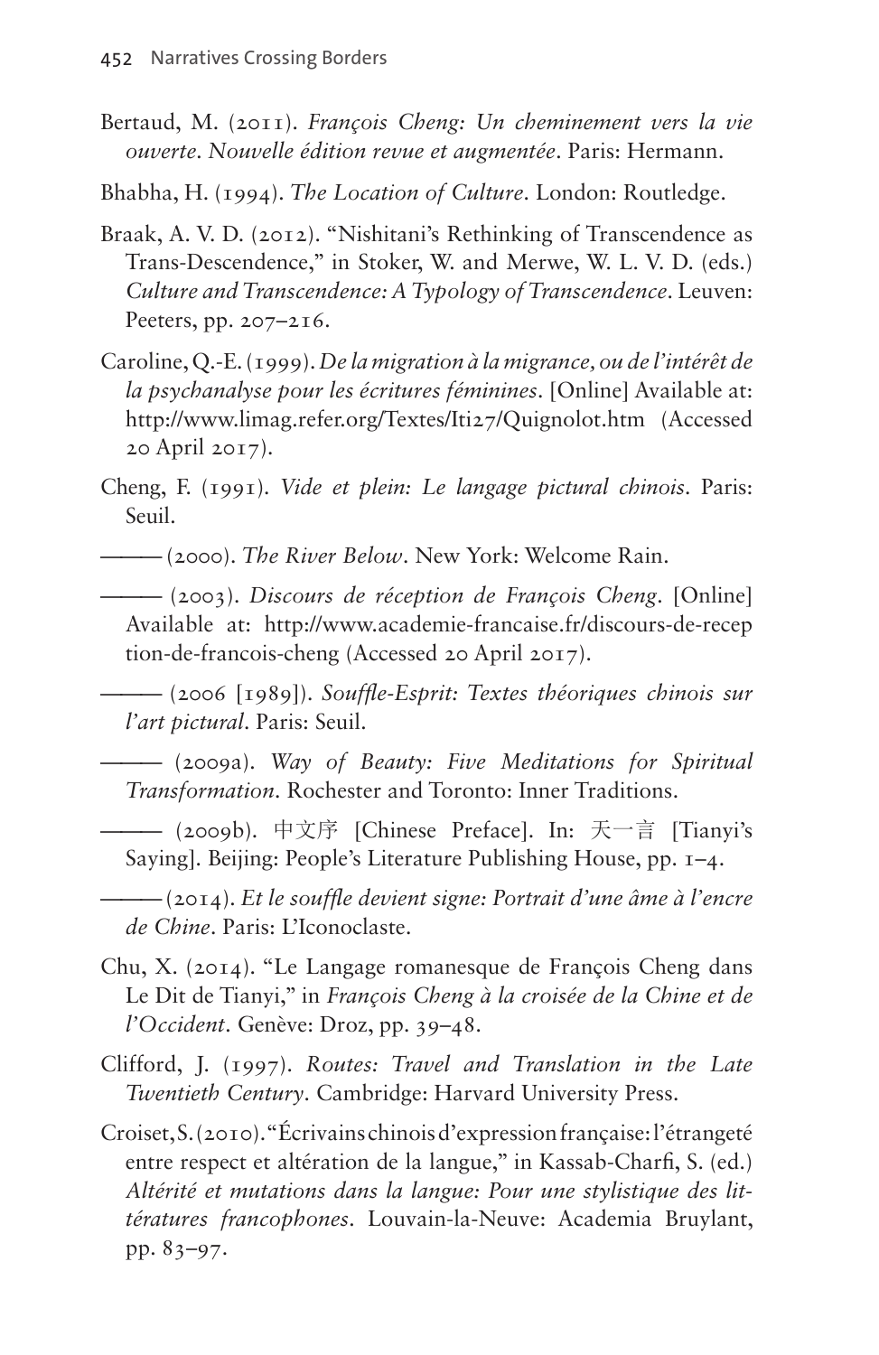Bertaud, M. (2011). *François Cheng: Un cheminement vers la vie ouverte. Nouvelle édition revue et augmentée*. Paris: Hermann.

Bhabha, H. (1994). *The Location of Culture*. London: Routledge.

Braak, A. V. D. (2012). "Nishitani's Rethinking of Transcendence as Trans-Descendence," in Stoker, W. and Merwe, W. L. V. D. (eds.) *Culture and Transcendence: A Typology of Transcendence*. Leuven: Peeters, pp. 207–216.

Caroline, Q.-E. (1999). *De la migration à la migrance, ou de l'intérêt de la psychanalyse pour les écritures féminines*. [Online] Available at: http://www.limag.refer.org/Textes/Iti27/Quignolot.htm (Accessed 20 April 2017).

Cheng, F. (1991). *Vide et plein: Le langage pictural chinois*. Paris: Seuil.

——— (2000). *The River Below*. New York: Welcome Rain.

——— (2003). *Discours de réception de François Cheng*. [Online] Available at: http://www.academie-francaise.fr/discours-de-reception-de-francois-cheng (Accessed 20 April 2017).

——— (2006 [1989]). *Souffle-Esprit: Textes théoriques chinois sur l'art pictural*. Paris: Seuil.

——— (2009a). *Way of Beauty: Five Meditations for Spiritual Transformation*. Rochester and Toronto: Inner Traditions.

——— (2009b). 中文序 [Chinese Preface]. In: 天一言 [Tianyi's Saying]. Beijing: People's Literature Publishing House, pp. 1–4.

——— (2014). *Et le souffle devient signe: Portrait d'une âme à l'encre de Chine*. Paris: L'Iconoclaste.

Chu, X. (2014). "Le Langage romanesque de François Cheng dans Le Dit de Tianyi," in *François Cheng à la croisée de la Chine et de l'Occident*. Genève: Droz, pp. 39–48.

Clifford, J. (1997). *Routes: Travel and Translation in the Late Twentieth Century*. Cambridge: Harvard University Press.

Croiset, S. (2010). "Écrivains chinois d'expression française: l'étrangeté entre respect et altération de la langue," in Kassab-Charfi, S. (ed.) *Altérité et mutations dans la langue: Pour une stylistique des littératures francophones*. Louvain-la-Neuve: Academia Bruylant, pp. 83–97.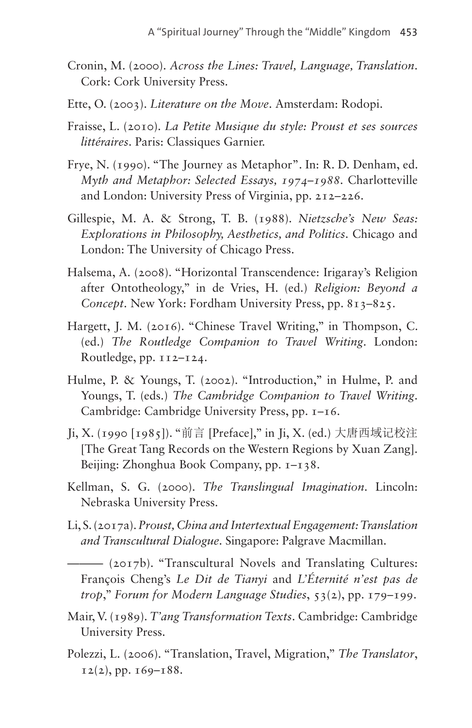Cronin, M. (2000). *Across the Lines: Travel, Language, Translation*. Cork: Cork University Press.

Ette, O. (2003). *Literature on the Move*. Amsterdam: Rodopi.

Fraisse, L. (2010). *La Petite Musique du style: Proust et ses sources littéraires*. Paris: Classiques Garnier.

Frye, N. (1990). "The Journey as Metaphor". In: R. D. Denham, ed. *Myth and Metaphor: Selected Essays, 1974–1988*. Charlotteville and London: University Press of Virginia, pp. 212–226.

Gillespie, M. A. & Strong, T. B. (1988). *Nietzsche's New Seas: Explorations in Philosophy, Aesthetics, and Politics*. Chicago and London: The University of Chicago Press.

Halsema, A. (2008). "Horizontal Transcendence: Irigaray's Religion after Ontotheology," in de Vries, H. (ed.) *Religion: Beyond a Concept*. New York: Fordham University Press, pp. 813–825.

Hargett, J. M. (2016). "Chinese Travel Writing," in Thompson, C. (ed.) *The Routledge Companion to Travel Writing*. London: Routledge, pp. 112–124.

Hulme, P. & Youngs, T. (2002). "Introduction," in Hulme, P. and Youngs, T. (eds.) *The Cambridge Companion to Travel Writing*. Cambridge: Cambridge University Press, pp. 1–16.

Ji, X. (1990 [1985]). "前言 [Preface]," in Ji, X. (ed.) 大唐西域记校注 [The Great Tang Records on the Western Regions by Xuan Zang]. Beijing: Zhonghua Book Company, pp. 1–138.

Kellman, S. G. (2000). *The Translingual Imagination*. Lincoln: Nebraska University Press.

Li, S. (2017a). *Proust, China and Intertextual Engagement: Translation and Transcultural Dialogue*. Singapore: Palgrave Macmillan.

——— (2017b). "Transcultural Novels and Translating Cultures: François Cheng's *Le Dit de Tianyi* and *L'Éternité n'est pas de trop*," *Forum for Modern Language Studies*, 53(2), pp. 179–199.

Mair, V. (1989). *T'ang Transformation Texts*. Cambridge: Cambridge University Press.

Polezzi, L. (2006). "Translation, Travel, Migration," *The Translator*, 12(2), pp. 169–188.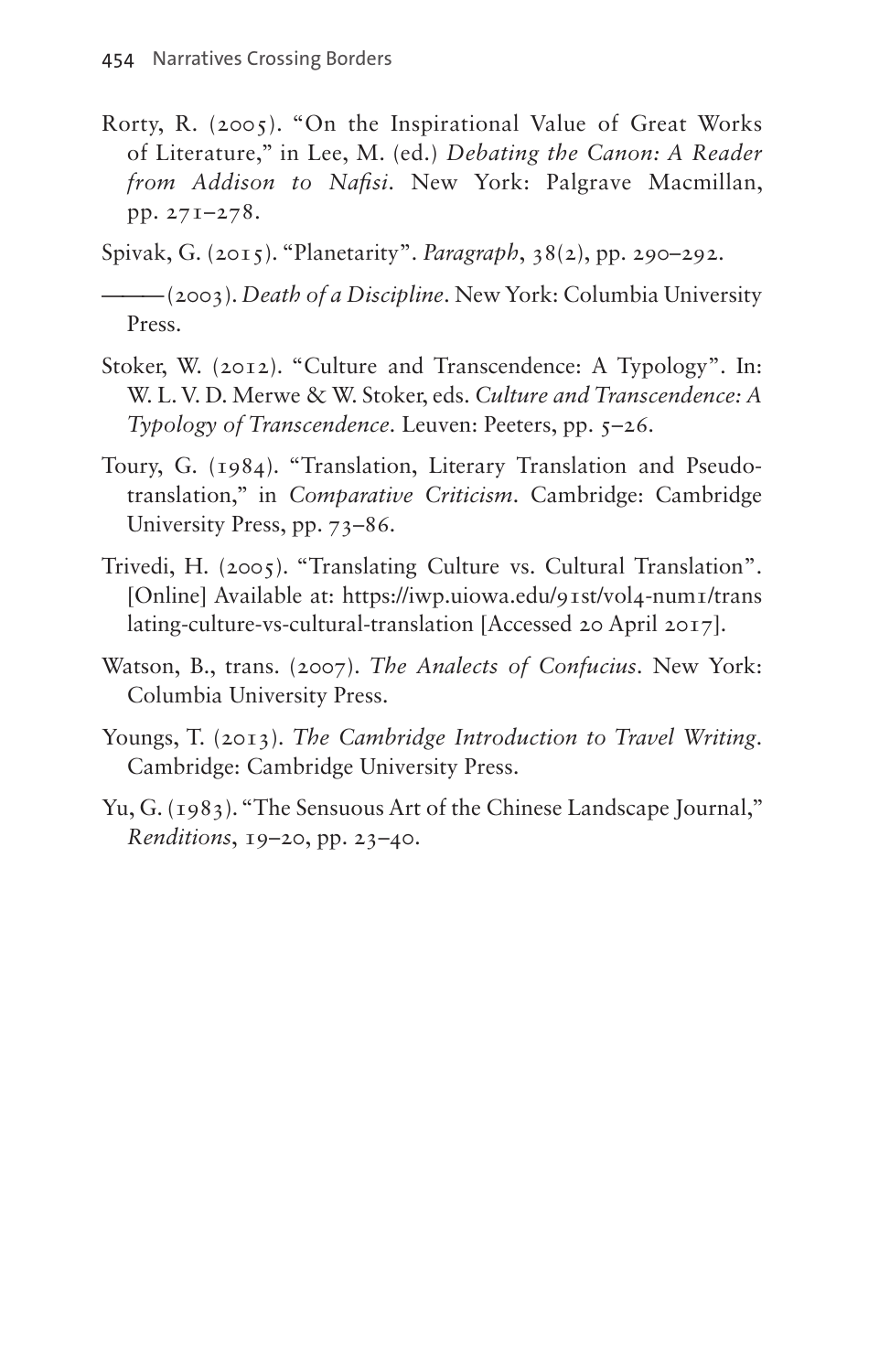Rorty, R. (2005). "On the Inspirational Value of Great Works of Literature," in Lee, M. (ed.) *Debating the Canon: A Reader from Addison to Nafisi*. New York: Palgrave Macmillan, pp. 271–278.

Spivak, G. (2015). "Planetarity". *Paragraph*, 38(2), pp. 290–292.

——— (2003). *Death of a Discipline*. New York: Columbia University Press.

Stoker, W. (2012). "Culture and Transcendence: A Typology". In: W. L. V. D. Merwe & W. Stoker, eds. *Culture and Transcendence: A Typology of Transcendence*. Leuven: Peeters, pp. 5–26.

Toury, G. (1984). "Translation, Literary Translation and Pseudo-translation," in *Comparative Criticism*. Cambridge: Cambridge University Press, pp. 73–86.

Trivedi, H. (2005). "Translating Culture vs. Cultural Translation". [Online] Available at: https://iwp.uiowa.edu/91st/vol4-num1/translating-culture-vs-cultural-translation [Accessed 20 April 2017].

Watson, B., trans. (2007). *The Analects of Confucius*. New York: Columbia University Press.

Youngs, T. (2013). *The Cambridge Introduction to Travel Writing*. Cambridge: Cambridge University Press.

Yu, G. (1983). "The Sensuous Art of the Chinese Landscape Journal," *Renditions*, 19–20, pp. 23–40.